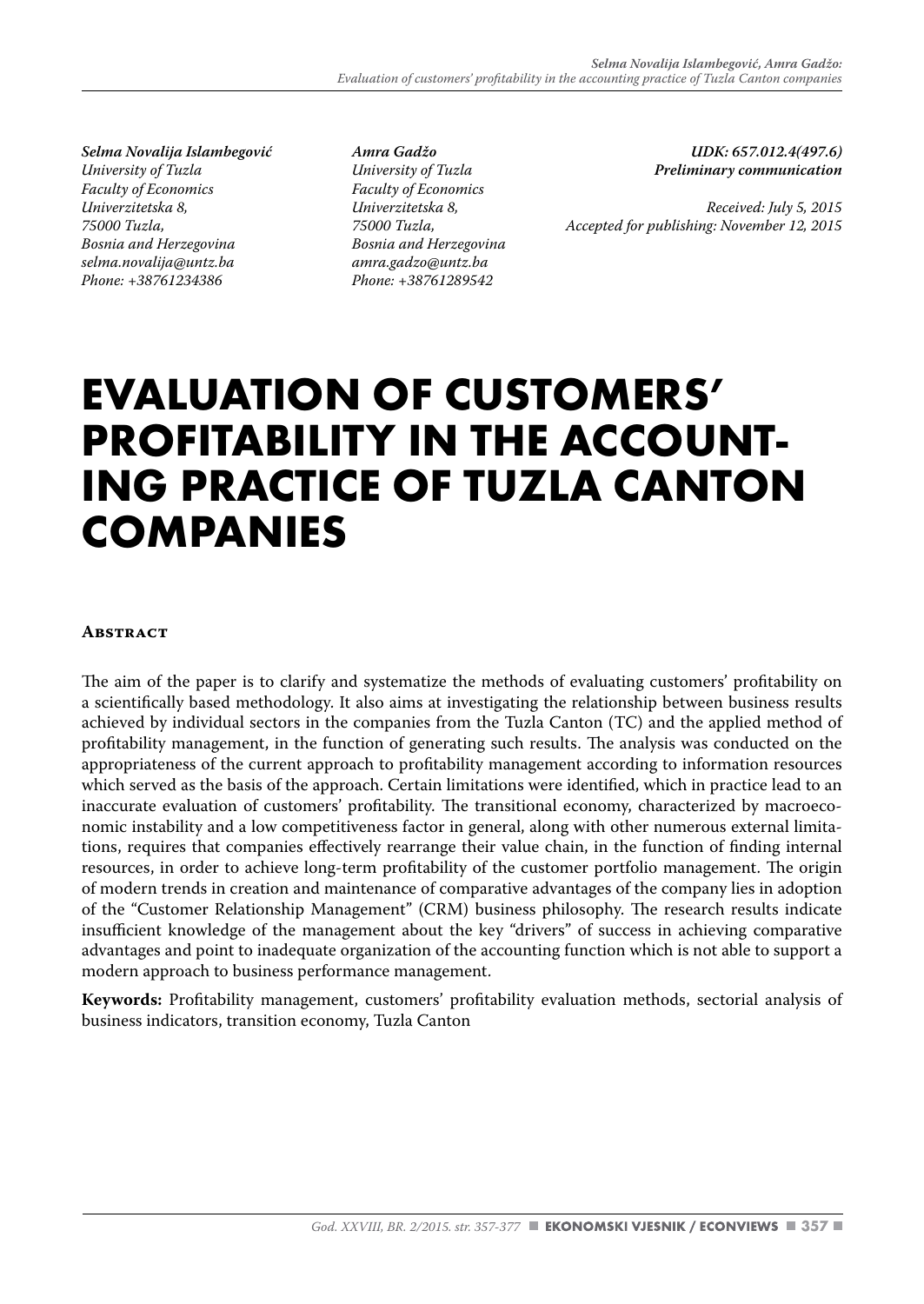*Selma Novalija Islambegović*
*University of Tuzla*
*Faculty of Economics*
*Univerzitetska 8,*
*75000 Tuzla,*
*Bosnia and Herzegovina*
*selma.novalija@untz.ba*
*Phone: +38761234386*

*Amra Gadžo*
*University of Tuzla*
*Faculty of Economics*
*Univerzitetska 8,*
*75000 Tuzla,*
*Bosnia and Herzegovina*
*amra.gadzo@untz.ba*
*Phone: +38761289542*

***UDK: 657.012.4(497.6)***
***Preliminary communication***

*Received: July 5, 2015*
*Accepted for publishing: November 12, 2015*

# EVALUATION OF CUSTOMERS' PROFITABILITY IN THE ACCOUNTING PRACTICE OF TUZLA CANTON COMPANIES

## Abstract

The aim of the paper is to clarify and systematize the methods of evaluating customers' profitability on a scientifically based methodology. It also aims at investigating the relationship between business results achieved by individual sectors in the companies from the Tuzla Canton (TC) and the applied method of profitability management, in the function of generating such results. The analysis was conducted on the appropriateness of the current approach to profitability management according to information resources which served as the basis of the approach. Certain limitations were identified, which in practice lead to an inaccurate evaluation of customers' profitability. The transitional economy, characterized by macroeconomic instability and a low competitiveness factor in general, along with other numerous external limitations, requires that companies effectively rearrange their value chain, in the function of finding internal resources, in order to achieve long-term profitability of the customer portfolio management. The origin of modern trends in creation and maintenance of comparative advantages of the company lies in adoption of the "Customer Relationship Management" (CRM) business philosophy. The research results indicate insufficient knowledge of the management about the key "drivers" of success in achieving comparative advantages and point to inadequate organization of the accounting function which is not able to support a modern approach to business performance management.

**Keywords:** Profitability management, customers' profitability evaluation methods, sectorial analysis of business indicators, transition economy, Tuzla Canton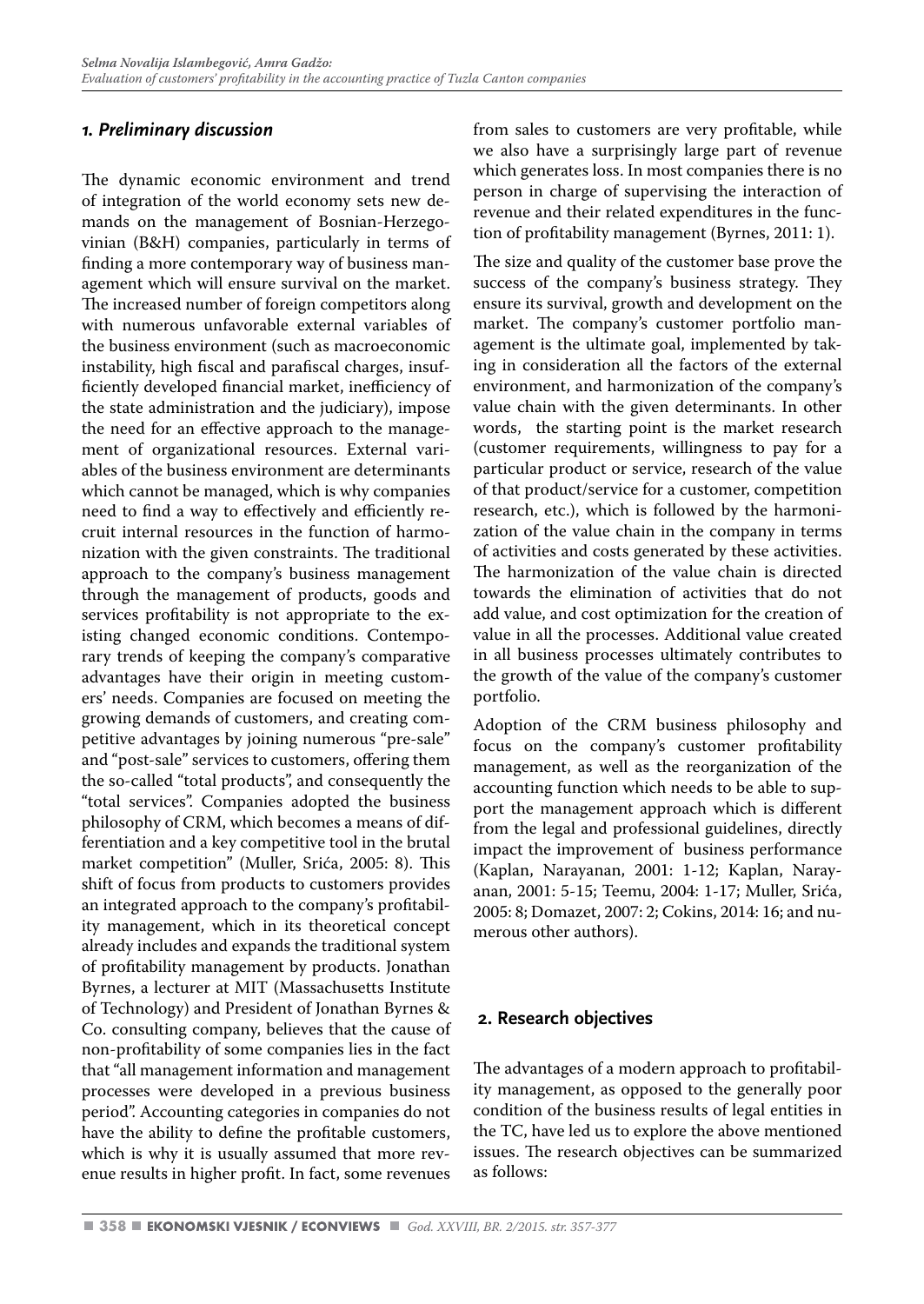## *1. Preliminary discussion*

The dynamic economic environment and trend of integration of the world economy sets new demands on the management of Bosnian-Herzegovinian (B&H) companies, particularly in terms of finding a more contemporary way of business management which will ensure survival on the market. The increased number of foreign competitors along with numerous unfavorable external variables of the business environment (such as macroeconomic instability, high fiscal and parafiscal charges, insufficiently developed financial market, inefficiency of the state administration and the judiciary), impose the need for an effective approach to the management of organizational resources. External variables of the business environment are determinants which cannot be managed, which is why companies need to find a way to effectively and efficiently recruit internal resources in the function of harmonization with the given constraints. The traditional approach to the company's business management through the management of products, goods and services profitability is not appropriate to the existing changed economic conditions. Contemporary trends of keeping the company's comparative advantages have their origin in meeting customers' needs. Companies are focused on meeting the growing demands of customers, and creating competitive advantages by joining numerous "pre-sale" and "post-sale" services to customers, offering them the so-called "total products", and consequently the "total services". Companies adopted the business philosophy of CRM, which becomes a means of differentiation and a key competitive tool in the brutal market competition" (Muller, Srića, 2005: 8). This shift of focus from products to customers provides an integrated approach to the company's profitability management, which in its theoretical concept already includes and expands the traditional system of profitability management by products. Jonathan Byrnes, a lecturer at MIT (Massachusetts Institute of Technology) and President of Jonathan Byrnes & Co. consulting company, believes that the cause of non-profitability of some companies lies in the fact that "all management information and management processes were developed in a previous business period". Accounting categories in companies do not have the ability to define the profitable customers, which is why it is usually assumed that more revenue results in higher profit. In fact, some revenues from sales to customers are very profitable, while we also have a surprisingly large part of revenue which generates loss. In most companies there is no person in charge of supervising the interaction of revenue and their related expenditures in the function of profitability management (Byrnes, 2011: 1).

The size and quality of the customer base prove the success of the company's business strategy. They ensure its survival, growth and development on the market. The company's customer portfolio management is the ultimate goal, implemented by taking in consideration all the factors of the external environment, and harmonization of the company's value chain with the given determinants. In other words, the starting point is the market research (customer requirements, willingness to pay for a particular product or service, research of the value of that product/service for a customer, competition research, etc.), which is followed by the harmonization of the value chain in the company in terms of activities and costs generated by these activities. The harmonization of the value chain is directed towards the elimination of activities that do not add value, and cost optimization for the creation of value in all the processes. Additional value created in all business processes ultimately contributes to the growth of the value of the company's customer portfolio.

Adoption of the CRM business philosophy and focus on the company's customer profitability management, as well as the reorganization of the accounting function which needs to be able to support the management approach which is different from the legal and professional guidelines, directly impact the improvement of business performance (Kaplan, Narayanan, 2001: 1-12; Kaplan, Narayanan, 2001: 5-15; Teemu, 2004: 1-17; Muller, Srića, 2005: 8; Domazet, 2007: 2; Cokins, 2014: 16; and numerous other authors).

## 2. Research objectives

The advantages of a modern approach to profitability management, as opposed to the generally poor condition of the business results of legal entities in the TC, have led us to explore the above mentioned issues. The research objectives can be summarized as follows: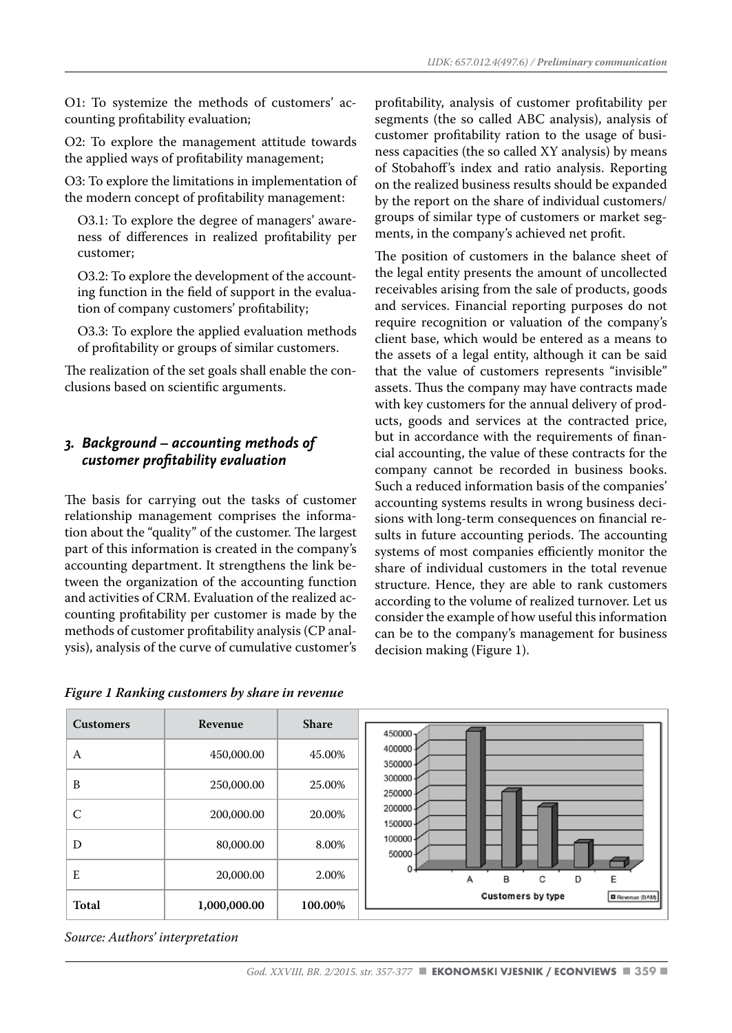O1: To systemize the methods of customers' accounting profitability evaluation;

O2: To explore the management attitude towards the applied ways of profitability management;

O3: To explore the limitations in implementation of the modern concept of profitability management:

O3.1: To explore the degree of managers' awareness of differences in realized profitability per customer;

O3.2: To explore the development of the accounting function in the field of support in the evaluation of company customers' profitability;

O3.3: To explore the applied evaluation methods of profitability or groups of similar customers.

The realization of the set goals shall enable the conclusions based on scientific arguments.

## 3. Background – accounting methods of customer profitability evaluation

The basis for carrying out the tasks of customer relationship management comprises the information about the "quality" of the customer. The largest part of this information is created in the company's accounting department. It strengthens the link between the organization of the accounting function and activities of CRM. Evaluation of the realized accounting profitability per customer is made by the methods of customer profitability analysis (CP analysis), analysis of the curve of cumulative customer's profitability, analysis of customer profitability per segments (the so called ABC analysis), analysis of customer profitability ration to the usage of business capacities (the so called XY analysis) by means of Stobahoff's index and ratio analysis. Reporting on the realized business results should be expanded by the report on the share of individual customers/groups of similar type of customers or market segments, in the company's achieved net profit.

The position of customers in the balance sheet of the legal entity presents the amount of uncollected receivables arising from the sale of products, goods and services. Financial reporting purposes do not require recognition or valuation of the company's client base, which would be entered as a means to the assets of a legal entity, although it can be said that the value of customers represents "invisible" assets. Thus the company may have contracts made with key customers for the annual delivery of products, goods and services at the contracted price, but in accordance with the requirements of financial accounting, the value of these contracts for the company cannot be recorded in business books. Such a reduced information basis of the companies' accounting systems results in wrong business decisions with long-term consequences on financial results in future accounting periods. The accounting systems of most companies efficiently monitor the share of individual customers in the total revenue structure. Hence, they are able to rank customers according to the volume of realized turnover. Let us consider the example of how useful this information can be to the company's management for business decision making (Figure 1).

*Figure 1 Ranking customers by share in revenue*

| Customers | Revenue | Share |
|---|---|---|
| A | 450,000.00 | 45.00% |
| B | 250,000.00 | 25.00% |
| C | 200,000.00 | 20.00% |
| D | 80,000.00 | 8.00% |
| E | 20,000.00 | 2.00% |
| **Total** | **1,000,000.00** | **100.00%** |

*Source: Authors' interpretation*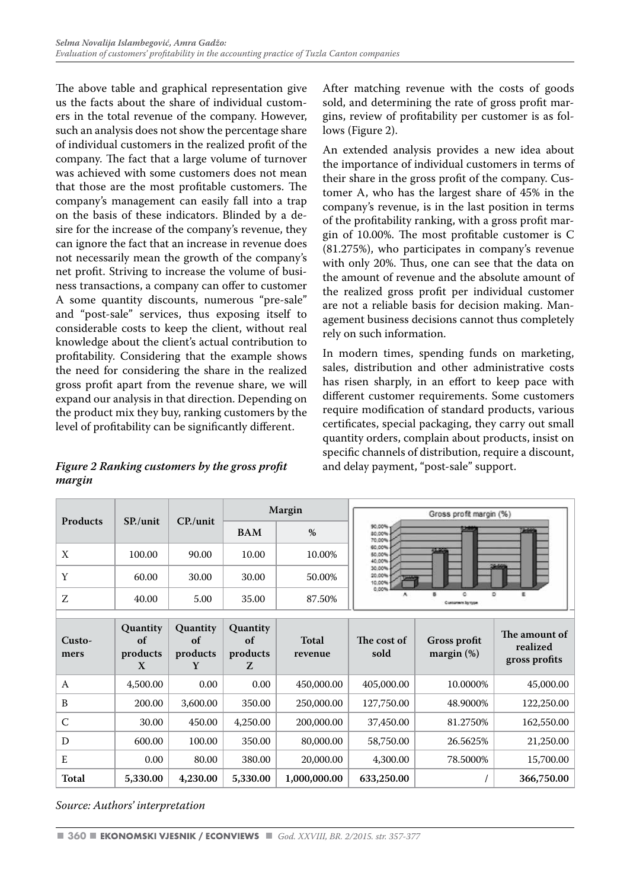The above table and graphical representation give us the facts about the share of individual customers in the total revenue of the company. However, such an analysis does not show the percentage share of individual customers in the realized profit of the company. The fact that a large volume of turnover was achieved with some customers does not mean that those are the most profitable customers. The company's management can easily fall into a trap on the basis of these indicators. Blinded by a desire for the increase of the company's revenue, they can ignore the fact that an increase in revenue does not necessarily mean the growth of the company's net profit. Striving to increase the volume of business transactions, a company can offer to customer A some quantity discounts, numerous "pre-sale" and "post-sale" services, thus exposing itself to considerable costs to keep the client, without real knowledge about the client's actual contribution to profitability. Considering that the example shows the need for considering the share in the realized gross profit apart from the revenue share, we will expand our analysis in that direction. Depending on the product mix they buy, ranking customers by the level of profitability can be significantly different.

After matching revenue with the costs of goods sold, and determining the rate of gross profit margins, review of profitability per customer is as follows (Figure 2).

An extended analysis provides a new idea about the importance of individual customers in terms of their share in the gross profit of the company. Customer A, who has the largest share of 45% in the company's revenue, is in the last position in terms of the profitability ranking, with a gross profit margin of 10.00%. The most profitable customer is C (81.275%), who participates in company's revenue with only 20%. Thus, one can see that the data on the amount of revenue and the absolute amount of the realized gross profit per individual customer are not a reliable basis for decision making. Management business decisions cannot thus completely rely on such information.

In modern times, spending funds on marketing, sales, distribution and other administrative costs has risen sharply, in an effort to keep pace with different customer requirements. Some customers require modification of standard products, various certificates, special packaging, they carry out small quantity orders, complain about products, insist on specific channels of distribution, require a discount, and delay payment, "post-sale" support.

***Figure 2 Ranking customers by the gross profit margin***

| Products | SP./unit | CP./unit | Margin | |
|---|---|---|---|---|
| | | | BAM | % |
| X | 100.00 | 90.00 | 10.00 | 10.00% |
| Y | 60.00 | 30.00 | 30.00 | 50.00% |
| Z | 40.00 | 5.00 | 35.00 | 87.50% |

| Customers | Quantity of products X | Quantity of products Y | Quantity of products Z | Total revenue | The cost of sold | Gross profit margin (%) | The amount of realized gross profits |
|---|---|---|---|---|---|---|---|
| A | 4,500.00 | 0.00 | 0.00 | 450,000.00 | 405,000.00 | 10.0000% | 45,000.00 |
| B | 200.00 | 3,600.00 | 350.00 | 250,000.00 | 127,750.00 | 48.9000% | 122,250.00 |
| C | 30.00 | 450.00 | 4,250.00 | 200,000.00 | 37,450.00 | 81.2750% | 162,550.00 |
| D | 600.00 | 100.00 | 350.00 | 80,000.00 | 58,750.00 | 26.5625% | 21,250.00 |
| E | 0.00 | 80.00 | 380.00 | 20,000.00 | 4,300.00 | 78.5000% | 15,700.00 |
| **Total** | **5,330.00** | **4,230.00** | **5,330.00** | **1,000,000.00** | **633,250.00** | / | **366,750.00** |

*Source: Authors' interpretation*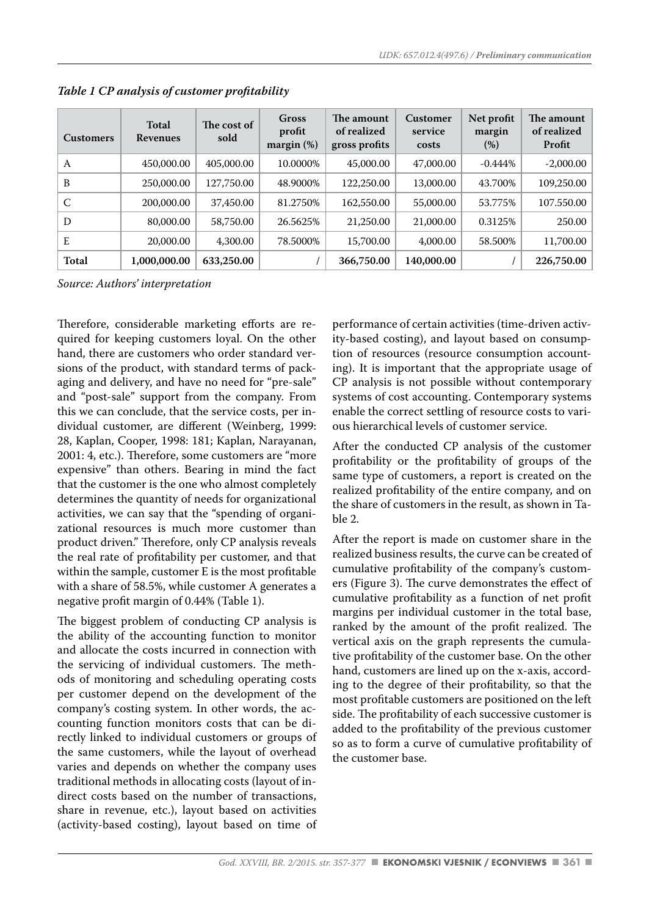*Table 1 CP analysis of customer profitability*

| Customers | Total Revenues | The cost of sold | Gross profit margin (%) | The amount of realized gross profits | Customer service costs | Net profit margin (%) | The amount of realized Profit |
|---|---|---|---|---|---|---|---|
| A | 450,000.00 | 405,000.00 | 10.0000% | 45,000.00 | 47,000.00 | -0.444% | -2,000.00 |
| B | 250,000.00 | 127,750.00 | 48.9000% | 122,250.00 | 13,000.00 | 43.700% | 109,250.00 |
| C | 200,000.00 | 37,450.00 | 81.2750% | 162,550.00 | 55,000.00 | 53.775% | 107.550.00 |
| D | 80,000.00 | 58,750.00 | 26.5625% | 21,250.00 | 21,000.00 | 0.3125% | 250.00 |
| E | 20,000.00 | 4,300.00 | 78.5000% | 15,700.00 | 4,000.00 | 58.500% | 11,700.00 |
| **Total** | **1,000,000.00** | **633,250.00** | / | **366,750.00** | **140,000.00** | / | **226,750.00** |

*Source: Authors' interpretation*

Therefore, considerable marketing efforts are required for keeping customers loyal. On the other hand, there are customers who order standard versions of the product, with standard terms of packaging and delivery, and have no need for "pre-sale" and "post-sale" support from the company. From this we can conclude, that the service costs, per individual customer, are different (Weinberg, 1999: 28, Kaplan, Cooper, 1998: 181; Kaplan, Narayanan, 2001: 4, etc.). Therefore, some customers are "more expensive" than others. Bearing in mind the fact that the customer is the one who almost completely determines the quantity of needs for organizational activities, we can say that the "spending of organizational resources is much more customer than product driven." Therefore, only CP analysis reveals the real rate of profitability per customer, and that within the sample, customer E is the most profitable with a share of 58.5%, while customer A generates a negative profit margin of 0.44% (Table 1).

The biggest problem of conducting CP analysis is the ability of the accounting function to monitor and allocate the costs incurred in connection with the servicing of individual customers. The methods of monitoring and scheduling operating costs per customer depend on the development of the company's costing system. In other words, the accounting function monitors costs that can be directly linked to individual customers or groups of the same customers, while the layout of overhead varies and depends on whether the company uses traditional methods in allocating costs (layout of indirect costs based on the number of transactions, share in revenue, etc.), layout based on activities (activity-based costing), layout based on time of performance of certain activities (time-driven activity-based costing), and layout based on consumption of resources (resource consumption accounting). It is important that the appropriate usage of CP analysis is not possible without contemporary systems of cost accounting. Contemporary systems enable the correct settling of resource costs to various hierarchical levels of customer service.

After the conducted CP analysis of the customer profitability or the profitability of groups of the same type of customers, a report is created on the realized profitability of the entire company, and on the share of customers in the result, as shown in Table 2.

After the report is made on customer share in the realized business results, the curve can be created of cumulative profitability of the company's customers (Figure 3). The curve demonstrates the effect of cumulative profitability as a function of net profit margins per individual customer in the total base, ranked by the amount of the profit realized. The vertical axis on the graph represents the cumulative profitability of the customer base. On the other hand, customers are lined up on the x-axis, according to the degree of their profitability, so that the most profitable customers are positioned on the left side. The profitability of each successive customer is added to the profitability of the previous customer so as to form a curve of cumulative profitability of the customer base.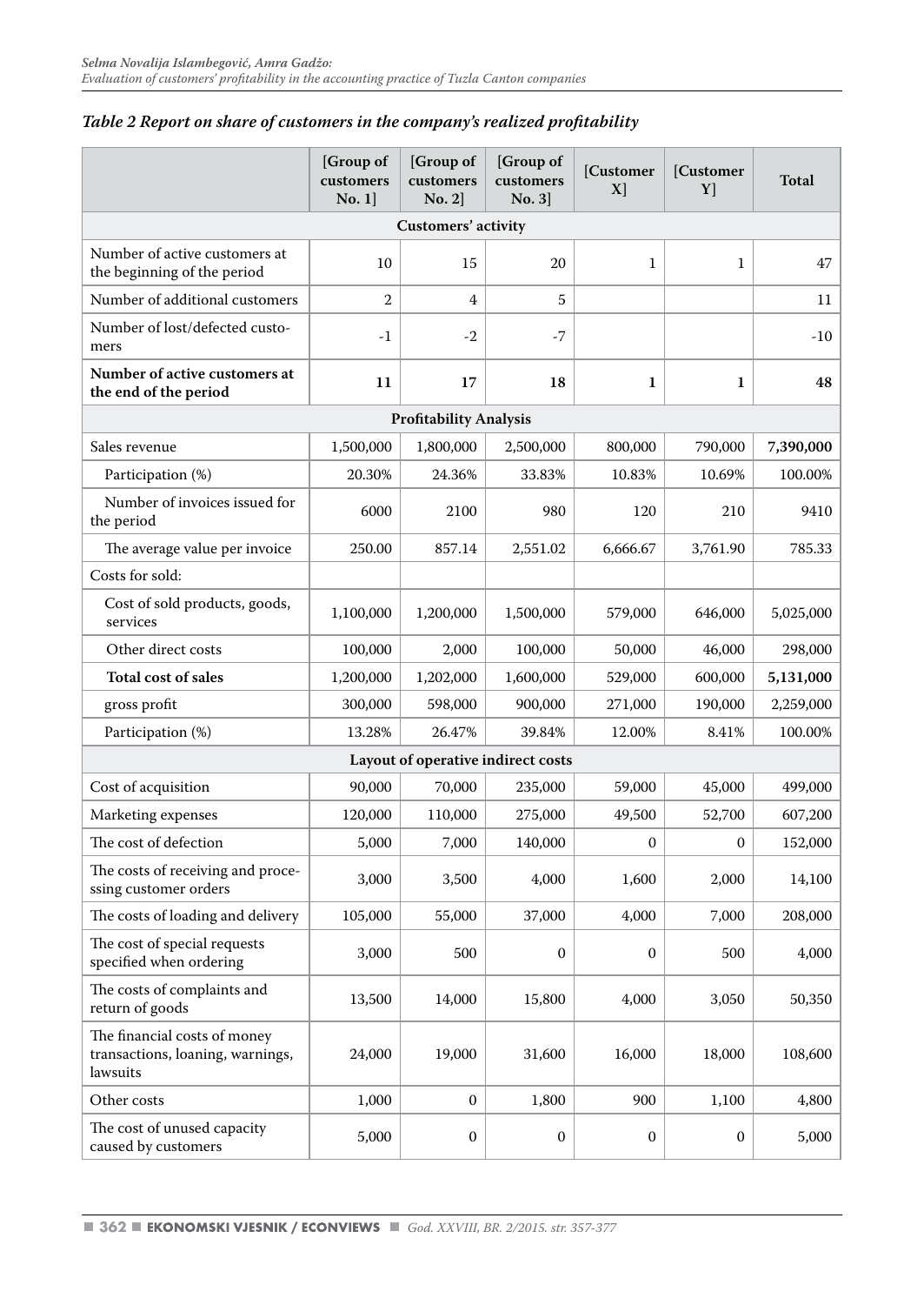*Table 2 Report on share of customers in the company's realized profitability*

| | [Group of customers No. 1] | [Group of customers No. 2] | [Group of customers No. 3] | [Customer X] | [Customer Y] | Total |
|---|---|---|---|---|---|---|
| **Customers' activity** | | | | | | |
| Number of active customers at the beginning of the period | 10 | 15 | 20 | 1 | 1 | 47 |
| Number of additional customers | 2 | 4 | 5 | | | 11 |
| Number of lost/defected customers | -1 | -2 | -7 | | | -10 |
| **Number of active customers at the end of the period** | **11** | **17** | **18** | **1** | **1** | **48** |
| **Profitability Analysis** | | | | | | |
| Sales revenue | 1,500,000 | 1,800,000 | 2,500,000 | 800,000 | 790,000 | **7,390,000** |
| Participation (%) | 20.30% | 24.36% | 33.83% | 10.83% | 10.69% | 100.00% |
| Number of invoices issued for the period | 6000 | 2100 | 980 | 120 | 210 | 9410 |
| The average value per invoice | 250.00 | 857.14 | 2,551.02 | 6,666.67 | 3,761.90 | 785.33 |
| Costs for sold: | | | | | | |
| Cost of sold products, goods, services | 1,100,000 | 1,200,000 | 1,500,000 | 579,000 | 646,000 | 5,025,000 |
| Other direct costs | 100,000 | 2,000 | 100,000 | 50,000 | 46,000 | 298,000 |
| **Total cost of sales** | 1,200,000 | 1,202,000 | 1,600,000 | 529,000 | 600,000 | **5,131,000** |
| gross profit | 300,000 | 598,000 | 900,000 | 271,000 | 190,000 | 2,259,000 |
| Participation (%) | 13.28% | 26.47% | 39.84% | 12.00% | 8.41% | 100.00% |
| **Layout of operative indirect costs** | | | | | | |
| Cost of acquisition | 90,000 | 70,000 | 235,000 | 59,000 | 45,000 | 499,000 |
| Marketing expenses | 120,000 | 110,000 | 275,000 | 49,500 | 52,700 | 607,200 |
| The cost of defection | 5,000 | 7,000 | 140,000 | 0 | 0 | 152,000 |
| The costs of receiving and processing customer orders | 3,000 | 3,500 | 4,000 | 1,600 | 2,000 | 14,100 |
| The costs of loading and delivery | 105,000 | 55,000 | 37,000 | 4,000 | 7,000 | 208,000 |
| The cost of special requests specified when ordering | 3,000 | 500 | 0 | 0 | 500 | 4,000 |
| The costs of complaints and return of goods | 13,500 | 14,000 | 15,800 | 4,000 | 3,050 | 50,350 |
| The financial costs of money transactions, loaning, warnings, lawsuits | 24,000 | 19,000 | 31,600 | 16,000 | 18,000 | 108,600 |
| Other costs | 1,000 | 0 | 1,800 | 900 | 1,100 | 4,800 |
| The cost of unused capacity caused by customers | 5,000 | 0 | 0 | 0 | 0 | 5,000 |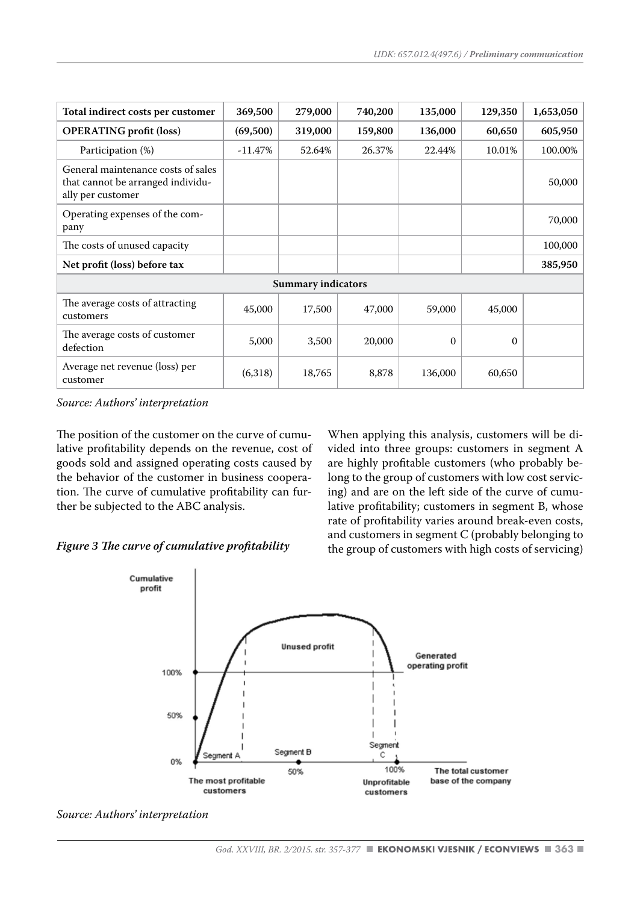| Total indirect costs per customer | 369,500 | 279,000 | 740,200 | 135,000 | 129,350 | 1,653,050 |
|---|---|---|---|---|---|---|
| **OPERATING profit (loss)** | **(69,500)** | **319,000** | **159,800** | **136,000** | **60,650** | **605,950** |
| Participation (%) | -11.47% | 52.64% | 26.37% | 22.44% | 10.01% | 100.00% |
| General maintenance costs of sales that cannot be arranged individually per customer | | | | | | 50,000 |
| Operating expenses of the company | | | | | | 70,000 |
| The costs of unused capacity | | | | | | 100,000 |
| **Net profit (loss) before tax** | | | | | | **385,950** |
| **Summary indicators** | | | | | | |
| The average costs of attracting customers | 45,000 | 17,500 | 47,000 | 59,000 | 45,000 | |
| The average costs of customer defection | 5,000 | 3,500 | 20,000 | 0 | 0 | |
| Average net revenue (loss) per customer | (6,318) | 18,765 | 8,878 | 136,000 | 60,650 | |

*Source: Authors' interpretation*

The position of the customer on the curve of cumulative profitability depends on the revenue, cost of goods sold and assigned operating costs caused by the behavior of the customer in business cooperation. The curve of cumulative profitability can further be subjected to the ABC analysis.

***Figure 3 The curve of cumulative profitability***

*Source: Authors' interpretation*

When applying this analysis, customers will be divided into three groups: customers in segment A are highly profitable customers (who probably belong to the group of customers with low cost servicing) and are on the left side of the curve of cumulative profitability; customers in segment B, whose rate of profitability varies around break-even costs, and customers in segment C (probably belonging to the group of customers with high costs of servicing)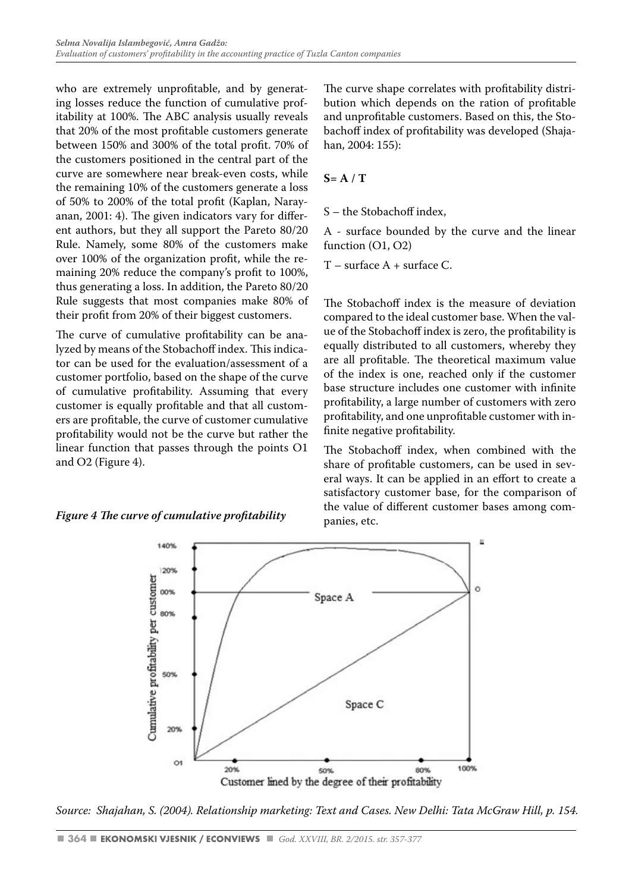who are extremely unprofitable, and by generating losses reduce the function of cumulative profitability at 100%. The ABC analysis usually reveals that 20% of the most profitable customers generate between 150% and 300% of the total profit. 70% of the customers positioned in the central part of the curve are somewhere near break-even costs, while the remaining 10% of the customers generate a loss of 50% to 200% of the total profit (Kaplan, Narayanan, 2001: 4). The given indicators vary for different authors, but they all support the Pareto 80/20 Rule. Namely, some 80% of the customers make over 100% of the organization profit, while the remaining 20% reduce the company's profit to 100%, thus generating a loss. In addition, the Pareto 80/20 Rule suggests that most companies make 80% of their profit from 20% of their biggest customers.

The curve of cumulative profitability can be analyzed by means of the Stobachoff index. This indicator can be used for the evaluation/assessment of a customer portfolio, based on the shape of the curve of cumulative profitability. Assuming that every customer is equally profitable and that all customers are profitable, the curve of customer cumulative profitability would not be the curve but rather the linear function that passes through the points O1 and O2 (Figure 4).

The curve shape correlates with profitability distribution which depends on the ration of profitable and unprofitable customers. Based on this, the Stobachoff index of profitability was developed (Shajahan, 2004: 155):

$$S = A / T$$

S – the Stobachoff index,

A - surface bounded by the curve and the linear function (O1, O2)

T – surface A + surface C.

The Stobachoff index is the measure of deviation compared to the ideal customer base. When the value of the Stobachoff index is zero, the profitability is equally distributed to all customers, whereby they are all profitable. The theoretical maximum value of the index is one, reached only if the customer base structure includes one customer with infinite profitability, a large number of customers with zero profitability, and one unprofitable customer with infinite negative profitability.

The Stobachoff index, when combined with the share of profitable customers, can be used in several ways. It can be applied in an effort to create a satisfactory customer base, for the comparison of the value of different customer bases among companies, etc.

***Figure 4 The curve of cumulative profitability***

*Source: Shajahan, S. (2004). Relationship marketing: Text and Cases. New Delhi: Tata McGraw Hill, p. 154.*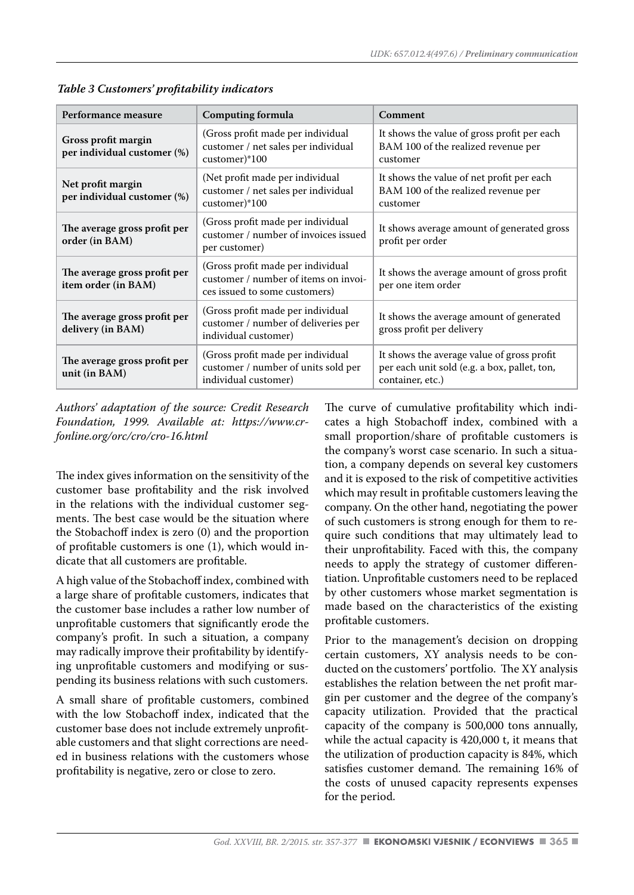*Table 3 Customers' profitability indicators*

| Performance measure | Computing formula | Comment |
|---|---|---|
| **Gross profit margin per individual customer (%)** | (Gross profit made per individual customer / net sales per individual customer)*100 | It shows the value of gross profit per each BAM 100 of the realized revenue per customer |
| **Net profit margin per individual customer (%)** | (Net profit made per individual customer / net sales per individual customer)*100 | It shows the value of net profit per each BAM 100 of the realized revenue per customer |
| **The average gross profit per order (in BAM)** | (Gross profit made per individual customer / number of invoices issued per customer) | It shows average amount of generated gross profit per order |
| **The average gross profit per item order (in BAM)** | (Gross profit made per individual customer / number of items on invoices issued to some customers) | It shows the average amount of gross profit per one item order |
| **The average gross profit per delivery (in BAM)** | (Gross profit made per individual customer / number of deliveries per individual customer) | It shows the average amount of generated gross profit per delivery |
| **The average gross profit per unit (in BAM)** | (Gross profit made per individual customer / number of units sold per individual customer) | It shows the average value of gross profit per each unit sold (e.g. a box, pallet, ton, container, etc.) |

*Authors' adaptation of the source: Credit Research Foundation, 1999. Available at: https://www.crfonline.org/orc/cro/cro-16.html*

The index gives information on the sensitivity of the customer base profitability and the risk involved in the relations with the individual customer segments. The best case would be the situation where the Stobachoff index is zero (0) and the proportion of profitable customers is one (1), which would indicate that all customers are profitable.

A high value of the Stobachoff index, combined with a large share of profitable customers, indicates that the customer base includes a rather low number of unprofitable customers that significantly erode the company's profit. In such a situation, a company may radically improve their profitability by identifying unprofitable customers and modifying or suspending its business relations with such customers.

A small share of profitable customers, combined with the low Stobachoff index, indicated that the customer base does not include extremely unprofitable customers and that slight corrections are needed in business relations with the customers whose profitability is negative, zero or close to zero.

The curve of cumulative profitability which indicates a high Stobachoff index, combined with a small proportion/share of profitable customers is the company's worst case scenario. In such a situation, a company depends on several key customers and it is exposed to the risk of competitive activities which may result in profitable customers leaving the company. On the other hand, negotiating the power of such customers is strong enough for them to require such conditions that may ultimately lead to their unprofitability. Faced with this, the company needs to apply the strategy of customer differentiation. Unprofitable customers need to be replaced by other customers whose market segmentation is made based on the characteristics of the existing profitable customers.

Prior to the management's decision on dropping certain customers, XY analysis needs to be conducted on the customers' portfolio. The XY analysis establishes the relation between the net profit margin per customer and the degree of the company's capacity utilization. Provided that the practical capacity of the company is 500,000 tons annually, while the actual capacity is 420,000 t, it means that the utilization of production capacity is 84%, which satisfies customer demand. The remaining 16% of the costs of unused capacity represents expenses for the period.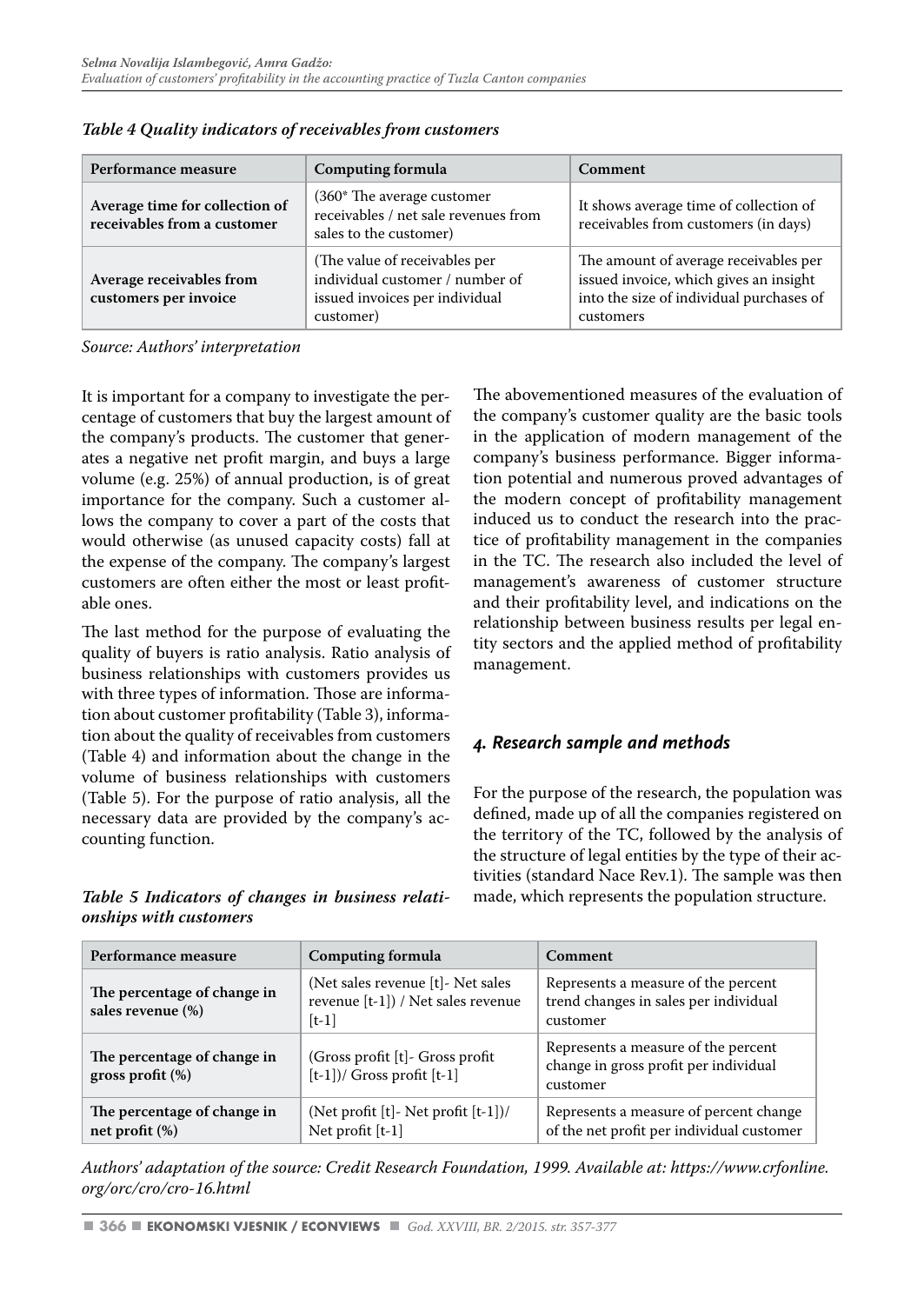*Table 4 Quality indicators of receivables from customers*

| Performance measure | Computing formula | Comment |
|---|---|---|
| **Average time for collection of receivables from a customer** | (360* The average customer receivables / net sale revenues from sales to the customer) | It shows average time of collection of receivables from customers (in days) |
| **Average receivables from customers per invoice** | (The value of receivables per individual customer / number of issued invoices per individual customer) | The amount of average receivables per issued invoice, which gives an insight into the size of individual purchases of customers |

*Source: Authors' interpretation*

It is important for a company to investigate the percentage of customers that buy the largest amount of the company's products. The customer that generates a negative net profit margin, and buys a large volume (e.g. 25%) of annual production, is of great importance for the company. Such a customer allows the company to cover a part of the costs that would otherwise (as unused capacity costs) fall at the expense of the company. The company's largest customers are often either the most or least profitable ones.

The last method for the purpose of evaluating the quality of buyers is ratio analysis. Ratio analysis of business relationships with customers provides us with three types of information. Those are information about customer profitability (Table 3), information about the quality of receivables from customers (Table 4) and information about the change in the volume of business relationships with customers (Table 5). For the purpose of ratio analysis, all the necessary data are provided by the company's accounting function.

The abovementioned measures of the evaluation of the company's customer quality are the basic tools in the application of modern management of the company's business performance. Bigger information potential and numerous proved advantages of the modern concept of profitability management induced us to conduct the research into the practice of profitability management in the companies in the TC. The research also included the level of management's awareness of customer structure and their profitability level, and indications on the relationship between business results per legal entity sectors and the applied method of profitability management.

## 4. Research sample and methods

For the purpose of the research, the population was defined, made up of all the companies registered on the territory of the TC, followed by the analysis of the structure of legal entities by the type of their activities (standard Nace Rev.1). The sample was then made, which represents the population structure.

*Table 5 Indicators of changes in business relationships with customers*

| Performance measure | Computing formula | Comment |
|---|---|---|
| **The percentage of change in sales revenue (%)** | (Net sales revenue [t]- Net sales revenue [t-1]) / Net sales revenue [t-1] | Represents a measure of the percent trend changes in sales per individual customer |
| **The percentage of change in gross profit (%)** | (Gross profit [t]- Gross profit [t-1])/ Gross profit [t-1] | Represents a measure of the percent change in gross profit per individual customer |
| **The percentage of change in net profit (%)** | (Net profit [t]- Net profit [t-1])/ Net profit [t-1] | Represents a measure of percent change of the net profit per individual customer |

*Authors' adaptation of the source: Credit Research Foundation, 1999. Available at: https://www.crfonline.org/orc/cro/cro-16.html*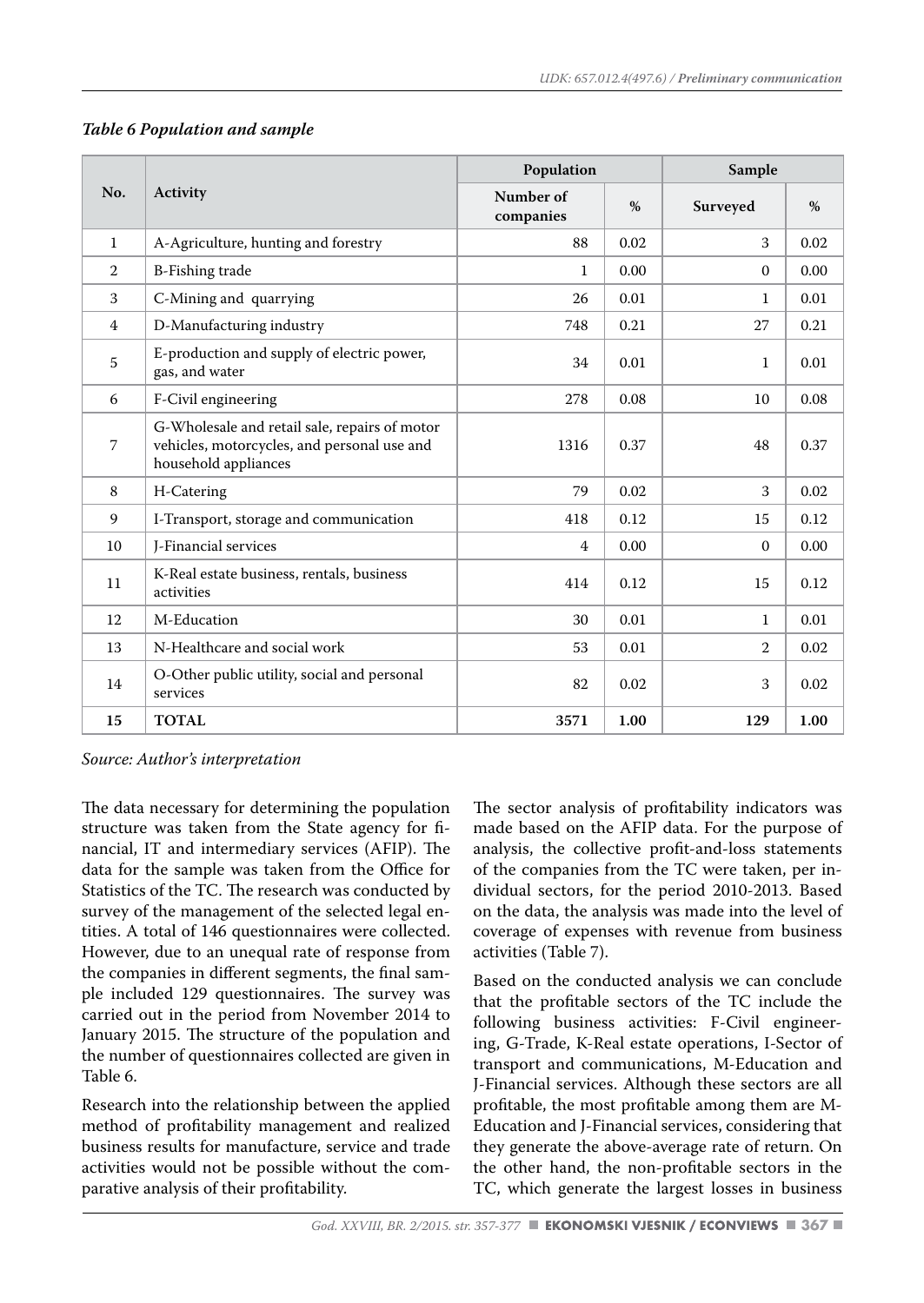*Table 6 Population and sample*

| No. | Activity | Population | | Sample | |
|---|---|---|---|---|---|
| | | Number of companies | % | Surveyed | % |
| 1 | A-Agriculture, hunting and forestry | 88 | 0.02 | 3 | 0.02 |
| 2 | B-Fishing trade | 1 | 0.00 | 0 | 0.00 |
| 3 | C-Mining and quarrying | 26 | 0.01 | 1 | 0.01 |
| 4 | D-Manufacturing industry | 748 | 0.21 | 27 | 0.21 |
| 5 | E-production and supply of electric power, gas, and water | 34 | 0.01 | 1 | 0.01 |
| 6 | F-Civil engineering | 278 | 0.08 | 10 | 0.08 |
| 7 | G-Wholesale and retail sale, repairs of motor vehicles, motorcycles, and personal use and household appliances | 1316 | 0.37 | 48 | 0.37 |
| 8 | H-Catering | 79 | 0.02 | 3 | 0.02 |
| 9 | I-Transport, storage and communication | 418 | 0.12 | 15 | 0.12 |
| 10 | J-Financial services | 4 | 0.00 | 0 | 0.00 |
| 11 | K-Real estate business, rentals, business activities | 414 | 0.12 | 15 | 0.12 |
| 12 | M-Education | 30 | 0.01 | 1 | 0.01 |
| 13 | N-Healthcare and social work | 53 | 0.01 | 2 | 0.02 |
| 14 | O-Other public utility, social and personal services | 82 | 0.02 | 3 | 0.02 |
| **15** | **TOTAL** | **3571** | **1.00** | **129** | **1.00** |

*Source: Author's interpretation*

The data necessary for determining the population structure was taken from the State agency for financial, IT and intermediary services (AFIP). The data for the sample was taken from the Office for Statistics of the TC. The research was conducted by survey of the management of the selected legal entities. A total of 146 questionnaires were collected. However, due to an unequal rate of response from the companies in different segments, the final sample included 129 questionnaires. The survey was carried out in the period from November 2014 to January 2015. The structure of the population and the number of questionnaires collected are given in Table 6.

Research into the relationship between the applied method of profitability management and realized business results for manufacture, service and trade activities would not be possible without the comparative analysis of their profitability.

The sector analysis of profitability indicators was made based on the AFIP data. For the purpose of analysis, the collective profit-and-loss statements of the companies from the TC were taken, per individual sectors, for the period 2010-2013. Based on the data, the analysis was made into the level of coverage of expenses with revenue from business activities (Table 7).

Based on the conducted analysis we can conclude that the profitable sectors of the TC include the following business activities: F-Civil engineering, G-Trade, K-Real estate operations, I-Sector of transport and communications, M-Education and J-Financial services. Although these sectors are all profitable, the most profitable among them are M-Education and J-Financial services, considering that they generate the above-average rate of return. On the other hand, the non-profitable sectors in the TC, which generate the largest losses in business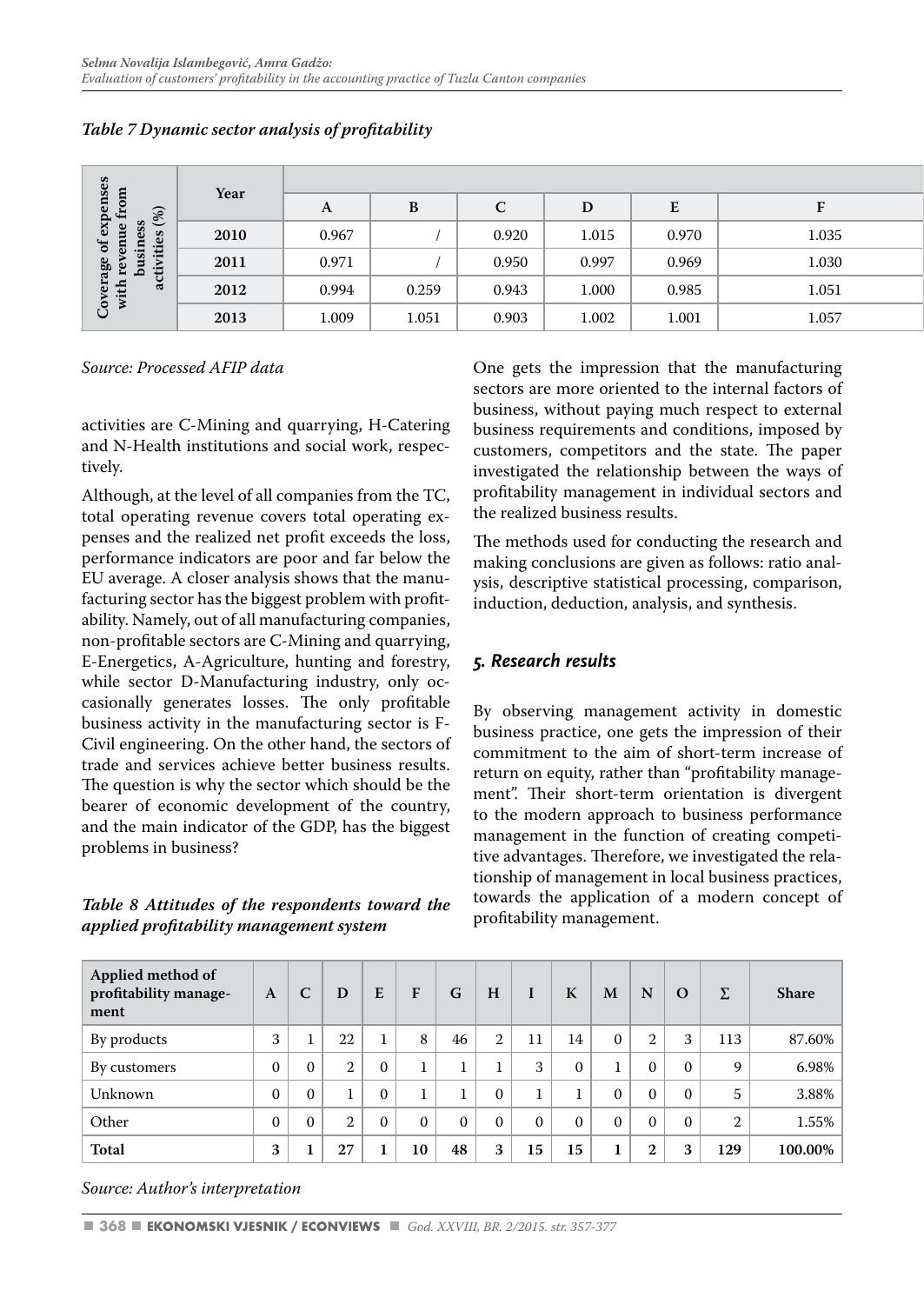*Table 7 Dynamic sector analysis of profitability*

| Coverage of expenses with revenue from business activities (%) | Year | A | B | C | D | E | F |
|---|---|---|---|---|---|---|---|
| | 2010 | 0.967 | / | 0.920 | 1.015 | 0.970 | 1.035 |
| | 2011 | 0.971 | / | 0.950 | 0.997 | 0.969 | 1.030 |
| | 2012 | 0.994 | 0.259 | 0.943 | 1.000 | 0.985 | 1.051 |
| | 2013 | 1.009 | 1.051 | 0.903 | 1.002 | 1.001 | 1.057 |

*Source: Processed AFIP data*

activities are C-Mining and quarrying, H-Catering and N-Health institutions and social work, respectively.

Although, at the level of all companies from the TC, total operating revenue covers total operating expenses and the realized net profit exceeds the loss, performance indicators are poor and far below the EU average. A closer analysis shows that the manufacturing sector has the biggest problem with profitability. Namely, out of all manufacturing companies, non-profitable sectors are C-Mining and quarrying, E-Energetics, A-Agriculture, hunting and forestry, while sector D-Manufacturing industry, only occasionally generates losses. The only profitable business activity in the manufacturing sector is F-Civil engineering. On the other hand, the sectors of trade and services achieve better business results. The question is why the sector which should be the bearer of economic development of the country, and the main indicator of the GDP, has the biggest problems in business?

One gets the impression that the manufacturing sectors are more oriented to the internal factors of business, without paying much respect to external business requirements and conditions, imposed by customers, competitors and the state. The paper investigated the relationship between the ways of profitability management in individual sectors and the realized business results.

The methods used for conducting the research and making conclusions are given as follows: ratio analysis, descriptive statistical processing, comparison, induction, deduction, analysis, and synthesis.

## 5. Research results

By observing management activity in domestic business practice, one gets the impression of their commitment to the aim of short-term increase of return on equity, rather than "profitability management". Their short-term orientation is divergent to the modern approach to business performance management in the function of creating competitive advantages. Therefore, we investigated the relationship of management in local business practices, towards the application of a modern concept of profitability management.

*Table 8 Attitudes of the respondents toward the applied profitability management system*

| Applied method of profitability management | A | C | D | E | F | G | H | I | K | M | N | O | Σ | Share |
|---|---|---|---|---|---|---|---|---|---|---|---|---|---|---|
| By products | 3 | 1 | 22 | 1 | 8 | 46 | 2 | 11 | 14 | 0 | 2 | 3 | 113 | 87.60% |
| By customers | 0 | 0 | 2 | 0 | 1 | 1 | 1 | 3 | 0 | 1 | 0 | 0 | 9 | 6.98% |
| Unknown | 0 | 0 | 1 | 0 | 1 | 1 | 0 | 1 | 1 | 0 | 0 | 0 | 5 | 3.88% |
| Other | 0 | 0 | 2 | 0 | 0 | 0 | 0 | 0 | 0 | 0 | 0 | 0 | 2 | 1.55% |
| **Total** | **3** | **1** | **27** | **1** | **10** | **48** | **3** | **15** | **15** | **1** | **2** | **3** | **129** | **100.00%** |

*Source: Author's interpretation*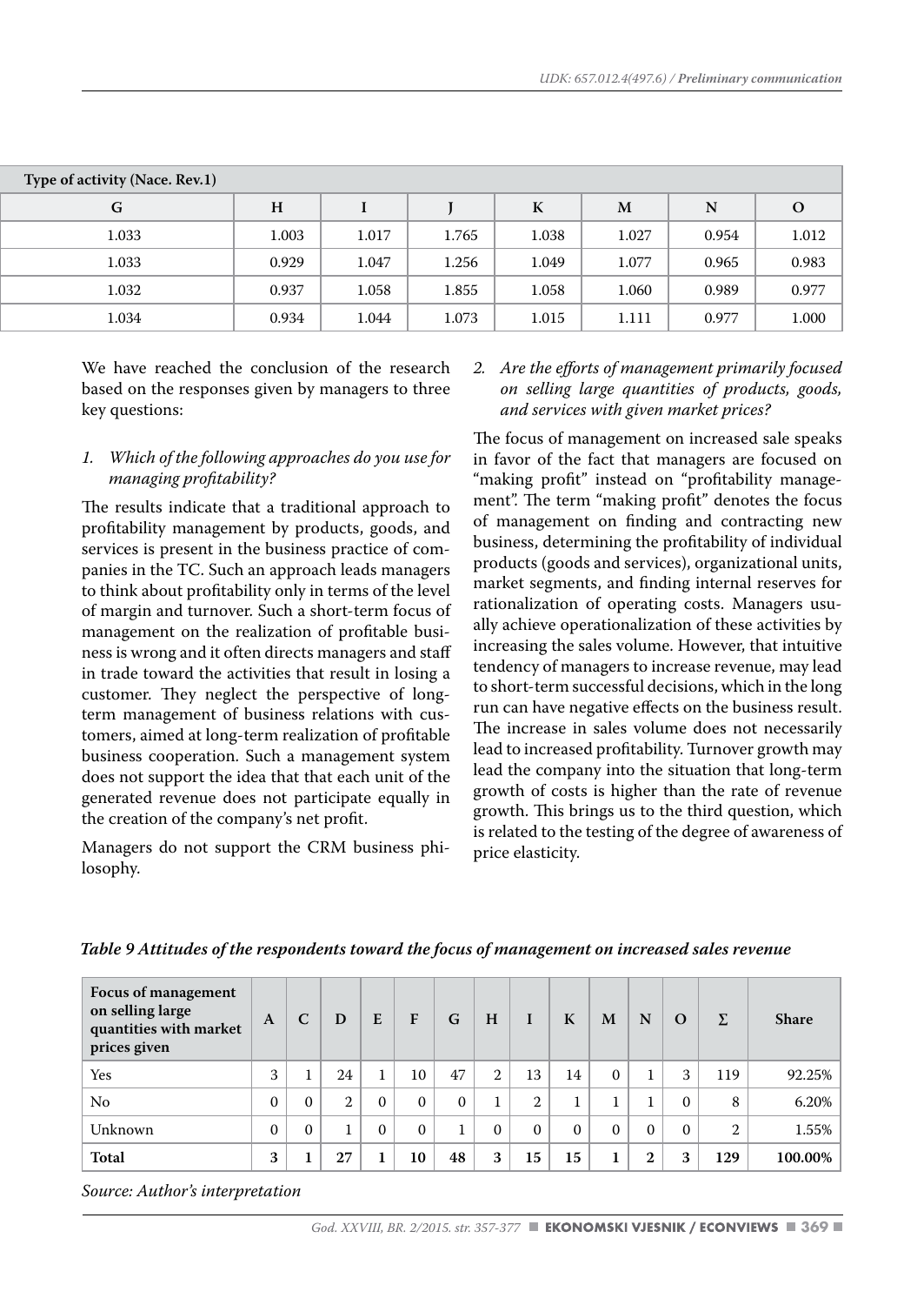| Type of activity (Nace. Rev.1) | | | | | | | |
|---|---|---|---|---|---|---|---|
| G | H | I | J | K | M | N | O |
| 1.033 | 1.003 | 1.017 | 1.765 | 1.038 | 1.027 | 0.954 | 1.012 |
| 1.033 | 0.929 | 1.047 | 1.256 | 1.049 | 1.077 | 0.965 | 0.983 |
| 1.032 | 0.937 | 1.058 | 1.855 | 1.058 | 1.060 | 0.989 | 0.977 |
| 1.034 | 0.934 | 1.044 | 1.073 | 1.015 | 1.111 | 0.977 | 1.000 |

We have reached the conclusion of the research based on the responses given by managers to three key questions:

1. *Which of the following approaches do you use for managing profitability?*

The results indicate that a traditional approach to profitability management by products, goods, and services is present in the business practice of companies in the TC. Such an approach leads managers to think about profitability only in terms of the level of margin and turnover. Such a short-term focus of management on the realization of profitable business is wrong and it often directs managers and staff in trade toward the activities that result in losing a customer. They neglect the perspective of long-term management of business relations with customers, aimed at long-term realization of profitable business cooperation. Such a management system does not support the idea that that each unit of the generated revenue does not participate equally in the creation of the company's net profit.

Managers do not support the CRM business philosophy.

2. *Are the efforts of management primarily focused on selling large quantities of products, goods, and services with given market prices?*

The focus of management on increased sale speaks in favor of the fact that managers are focused on "making profit" instead on "profitability management". The term "making profit" denotes the focus of management on finding and contracting new business, determining the profitability of individual products (goods and services), organizational units, market segments, and finding internal reserves for rationalization of operating costs. Managers usually achieve operationalization of these activities by increasing the sales volume. However, that intuitive tendency of managers to increase revenue, may lead to short-term successful decisions, which in the long run can have negative effects on the business result. The increase in sales volume does not necessarily lead to increased profitability. Turnover growth may lead the company into the situation that long-term growth of costs is higher than the rate of revenue growth. This brings us to the third question, which is related to the testing of the degree of awareness of price elasticity.

***Table 9 Attitudes of the respondents toward the focus of management on increased sales revenue***

| Focus of management on selling large quantities with market prices given | A | C | D | E | F | G | H | I | K | M | N | O | Σ | Share |
|---|---|---|---|---|---|---|---|---|---|---|---|---|---|---|
| Yes | 3 | 1 | 24 | 1 | 10 | 47 | 2 | 13 | 14 | 0 | 1 | 3 | 119 | 92.25% |
| No | 0 | 0 | 2 | 0 | 0 | 0 | 1 | 2 | 1 | 1 | 1 | 0 | 8 | 6.20% |
| Unknown | 0 | 0 | 1 | 0 | 0 | 1 | 0 | 0 | 0 | 0 | 0 | 0 | 2 | 1.55% |
| **Total** | **3** | **1** | **27** | **1** | **10** | **48** | **3** | **15** | **15** | **1** | **2** | **3** | **129** | **100.00%** |

*Source: Author's interpretation*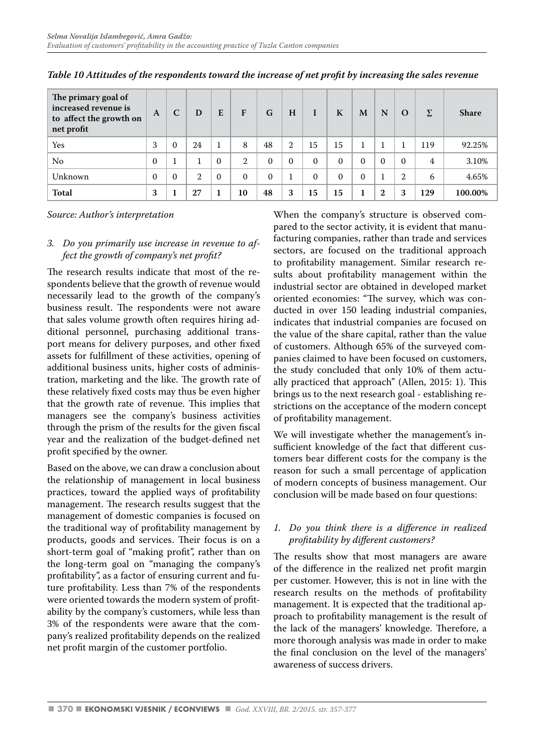*Table 10 Attitudes of the respondents toward the increase of net profit by increasing the sales revenue*

| The primary goal of increased revenue is to affect the growth on net profit | A | C | D | E | F | G | H | I | K | M | N | O | Σ | Share |
|---|---|---|---|---|---|---|---|---|---|---|---|---|---|---|
| Yes | 3 | 0 | 24 | 1 | 8 | 48 | 2 | 15 | 15 | 1 | 1 | 1 | 119 | 92.25% |
| No | 0 | 1 | 1 | 0 | 2 | 0 | 0 | 0 | 0 | 0 | 0 | 0 | 4 | 3.10% |
| Unknown | 0 | 0 | 2 | 0 | 0 | 0 | 1 | 0 | 0 | 0 | 1 | 2 | 6 | 4.65% |
| **Total** | **3** | **1** | **27** | **1** | **10** | **48** | **3** | **15** | **15** | **1** | **2** | **3** | **129** | **100.00%** |

*Source: Author's interpretation*

3. *Do you primarily use increase in revenue to affect the growth of company's net profit?*

The research results indicate that most of the respondents believe that the growth of revenue would necessarily lead to the growth of the company's business result. The respondents were not aware that sales volume growth often requires hiring additional personnel, purchasing additional transport means for delivery purposes, and other fixed assets for fulfillment of these activities, opening of additional business units, higher costs of administration, marketing and the like. The growth rate of these relatively fixed costs may thus be even higher that the growth rate of revenue. This implies that managers see the company's business activities through the prism of the results for the given fiscal year and the realization of the budget-defined net profit specified by the owner.

Based on the above, we can draw a conclusion about the relationship of management in local business practices, toward the applied ways of profitability management. The research results suggest that the management of domestic companies is focused on the traditional way of profitability management by products, goods and services. Their focus is on a short-term goal of "making profit", rather than on the long-term goal on "managing the company's profitability", as a factor of ensuring current and future profitability. Less than 7% of the respondents were oriented towards the modern system of profitability by the company's customers, while less than 3% of the respondents were aware that the company's realized profitability depends on the realized net profit margin of the customer portfolio.

When the company's structure is observed compared to the sector activity, it is evident that manufacturing companies, rather than trade and services sectors, are focused on the traditional approach to profitability management. Similar research results about profitability management within the industrial sector are obtained in developed market oriented economies: "The survey, which was conducted in over 150 leading industrial companies, indicates that industrial companies are focused on the value of the share capital, rather than the value of customers. Although 65% of the surveyed companies claimed to have been focused on customers, the study concluded that only 10% of them actually practiced that approach" (Allen, 2015: 1). This brings us to the next research goal - establishing restrictions on the acceptance of the modern concept of profitability management.

We will investigate whether the management's insufficient knowledge of the fact that different customers bear different costs for the company is the reason for such a small percentage of application of modern concepts of business management. Our conclusion will be made based on four questions:

1. *Do you think there is a difference in realized profitability by different customers?*

The results show that most managers are aware of the difference in the realized net profit margin per customer. However, this is not in line with the research results on the methods of profitability management. It is expected that the traditional approach to profitability management is the result of the lack of the managers' knowledge. Therefore, a more thorough analysis was made in order to make the final conclusion on the level of the managers' awareness of success drivers.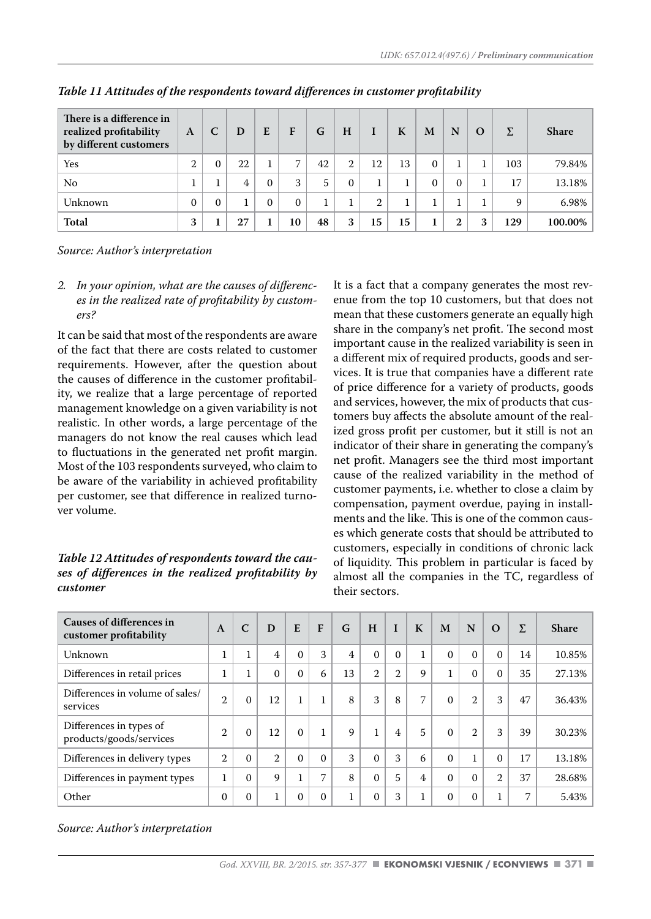*Table 11 Attitudes of the respondents toward differences in customer profitability*

| There is a difference in realized profitability by different customers | A | C | D | E | F | G | H | I | K | M | N | O | Σ | Share |
|---|---|---|---|---|---|---|---|---|---|---|---|---|---|---|
| Yes | 2 | 0 | 22 | 1 | 7 | 42 | 2 | 12 | 13 | 0 | 1 | 1 | 103 | 79.84% |
| No | 1 | 1 | 4 | 0 | 3 | 5 | 0 | 1 | 1 | 0 | 0 | 1 | 17 | 13.18% |
| Unknown | 0 | 0 | 1 | 0 | 0 | 1 | 1 | 2 | 1 | 1 | 1 | 1 | 9 | 6.98% |
| **Total** | **3** | **1** | **27** | **1** | **10** | **48** | **3** | **15** | **15** | **1** | **2** | **3** | **129** | **100.00%** |

*Source: Author's interpretation*

2. *In your opinion, what are the causes of differences in the realized rate of profitability by customers?*

It can be said that most of the respondents are aware of the fact that there are costs related to customer requirements. However, after the question about the causes of difference in the customer profitability, we realize that a large percentage of reported management knowledge on a given variability is not realistic. In other words, a large percentage of the managers do not know the real causes which lead to fluctuations in the generated net profit margin. Most of the 103 respondents surveyed, who claim to be aware of the variability in achieved profitability per customer, see that difference in realized turnover volume.

It is a fact that a company generates the most revenue from the top 10 customers, but that does not mean that these customers generate an equally high share in the company's net profit. The second most important cause in the realized variability is seen in a different mix of required products, goods and services. It is true that companies have a different rate of price difference for a variety of products, goods and services, however, the mix of products that customers buy affects the absolute amount of the realized gross profit per customer, but it still is not an indicator of their share in generating the company's net profit. Managers see the third most important cause of the realized variability in the method of customer payments, i.e. whether to close a claim by compensation, payment overdue, paying in installments and the like. This is one of the common causes which generate costs that should be attributed to customers, especially in conditions of chronic lack of liquidity. This problem in particular is faced by almost all the companies in the TC, regardless of their sectors.

*Table 12 Attitudes of respondents toward the causes of differences in the realized profitability by customer*

| Causes of differences in customer profitability | A | C | D | E | F | G | H | I | K | M | N | O | Σ | Share |
|---|---|---|---|---|---|---|---|---|---|---|---|---|---|---|
| Unknown | 1 | 1 | 4 | 0 | 3 | 4 | 0 | 0 | 1 | 0 | 0 | 0 | 14 | 10.85% |
| Differences in retail prices | 1 | 1 | 0 | 0 | 6 | 13 | 2 | 2 | 9 | 1 | 0 | 0 | 35 | 27.13% |
| Differences in volume of sales/services | 2 | 0 | 12 | 1 | 1 | 8 | 3 | 8 | 7 | 0 | 2 | 3 | 47 | 36.43% |
| Differences in types of products/goods/services | 2 | 0 | 12 | 0 | 1 | 9 | 1 | 4 | 5 | 0 | 2 | 3 | 39 | 30.23% |
| Differences in delivery types | 2 | 0 | 2 | 0 | 0 | 3 | 0 | 3 | 6 | 0 | 1 | 0 | 17 | 13.18% |
| Differences in payment types | 1 | 0 | 9 | 1 | 7 | 8 | 0 | 5 | 4 | 0 | 0 | 2 | 37 | 28.68% |
| Other | 0 | 0 | 1 | 0 | 0 | 1 | 0 | 3 | 1 | 0 | 0 | 1 | 7 | 5.43% |

*Source: Author's interpretation*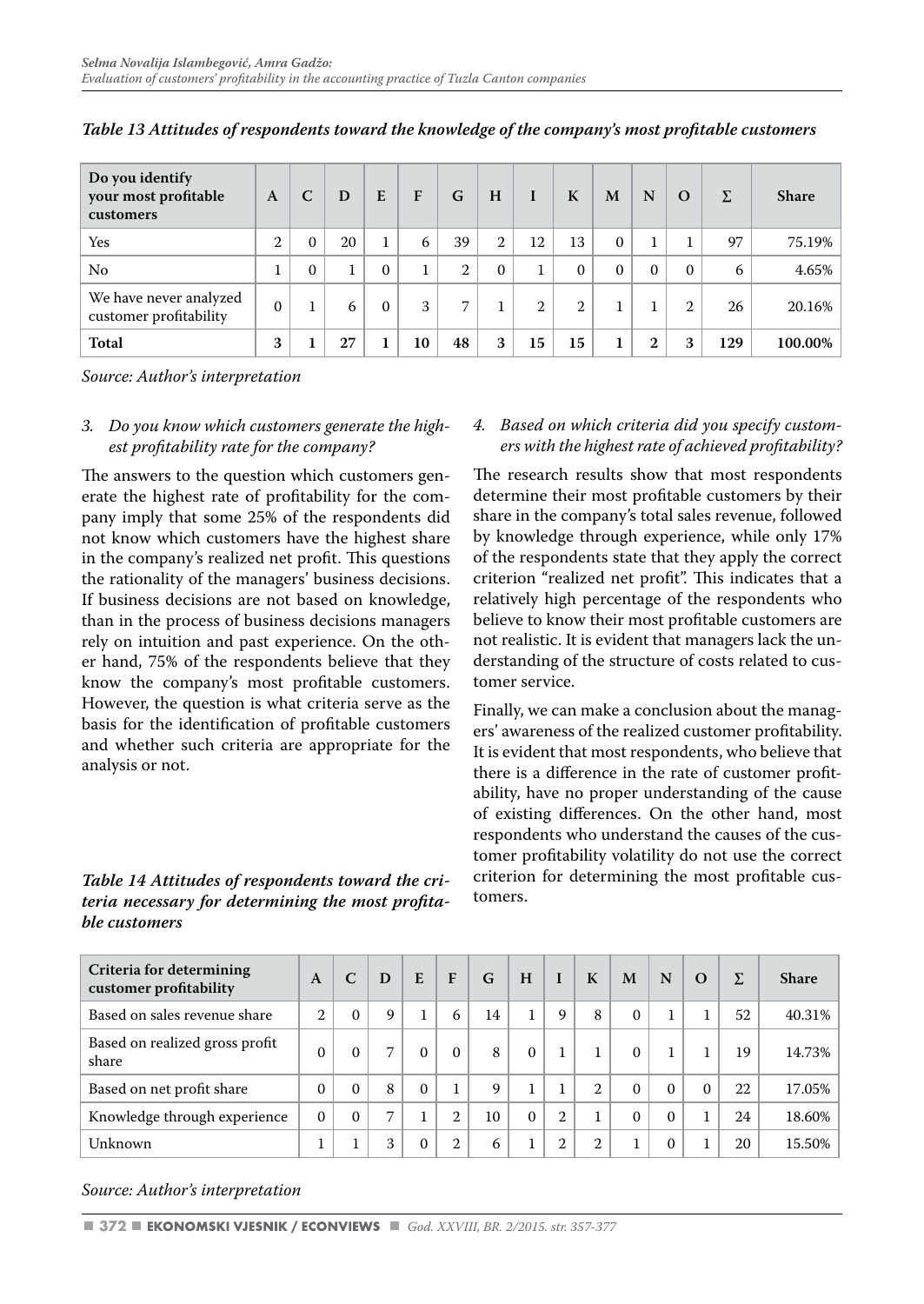*Table 13 Attitudes of respondents toward the knowledge of the company's most profitable customers*

| Do you identify your most profitable customers | A | C | D | E | F | G | H | I | K | M | N | O | Σ | Share |
|---|---|---|---|---|---|---|---|---|---|---|---|---|---|---|
| Yes | 2 | 0 | 20 | 1 | 6 | 39 | 2 | 12 | 13 | 0 | 1 | 1 | 97 | 75.19% |
| No | 1 | 0 | 1 | 0 | 1 | 2 | 0 | 1 | 0 | 0 | 0 | 0 | 6 | 4.65% |
| We have never analyzed customer profitability | 0 | 1 | 6 | 0 | 3 | 7 | 1 | 2 | 2 | 1 | 1 | 2 | 26 | 20.16% |
| **Total** | **3** | **1** | **27** | **1** | **10** | **48** | **3** | **15** | **15** | **1** | **2** | **3** | **129** | **100.00%** |

*Source: Author's interpretation*

3. *Do you know which customers generate the highest profitability rate for the company?*

The answers to the question which customers generate the highest rate of profitability for the company imply that some 25% of the respondents did not know which customers have the highest share in the company's realized net profit. This questions the rationality of the managers' business decisions. If business decisions are not based on knowledge, than in the process of business decisions managers rely on intuition and past experience. On the other hand, 75% of the respondents believe that they know the company's most profitable customers. However, the question is what criteria serve as the basis for the identification of profitable customers and whether such criteria are appropriate for the analysis or not.

4. *Based on which criteria did you specify customers with the highest rate of achieved profitability?*

The research results show that most respondents determine their most profitable customers by their share in the company's total sales revenue, followed by knowledge through experience, while only 17% of the respondents state that they apply the correct criterion "realized net profit". This indicates that a relatively high percentage of the respondents who believe to know their most profitable customers are not realistic. It is evident that managers lack the understanding of the structure of costs related to customer service.

Finally, we can make a conclusion about the managers' awareness of the realized customer profitability. It is evident that most respondents, who believe that there is a difference in the rate of customer profitability, have no proper understanding of the cause of existing differences. On the other hand, most respondents who understand the causes of the customer profitability volatility do not use the correct criterion for determining the most profitable customers.

*Table 14 Attitudes of respondents toward the criteria necessary for determining the most profitable customers*

| Criteria for determining customer profitability | A | C | D | E | F | G | H | I | K | M | N | O | Σ | Share |
|---|---|---|---|---|---|---|---|---|---|---|---|---|---|---|
| Based on sales revenue share | 2 | 0 | 9 | 1 | 6 | 14 | 1 | 9 | 8 | 0 | 1 | 1 | 52 | 40.31% |
| Based on realized gross profit share | 0 | 0 | 7 | 0 | 0 | 8 | 0 | 1 | 1 | 0 | 1 | 1 | 19 | 14.73% |
| Based on net profit share | 0 | 0 | 8 | 0 | 1 | 9 | 1 | 1 | 2 | 0 | 0 | 0 | 22 | 17.05% |
| Knowledge through experience | 0 | 0 | 7 | 1 | 2 | 10 | 0 | 2 | 1 | 0 | 0 | 1 | 24 | 18.60% |
| Unknown | 1 | 1 | 3 | 0 | 2 | 6 | 1 | 2 | 2 | 1 | 0 | 1 | 20 | 15.50% |

*Source: Author's interpretation*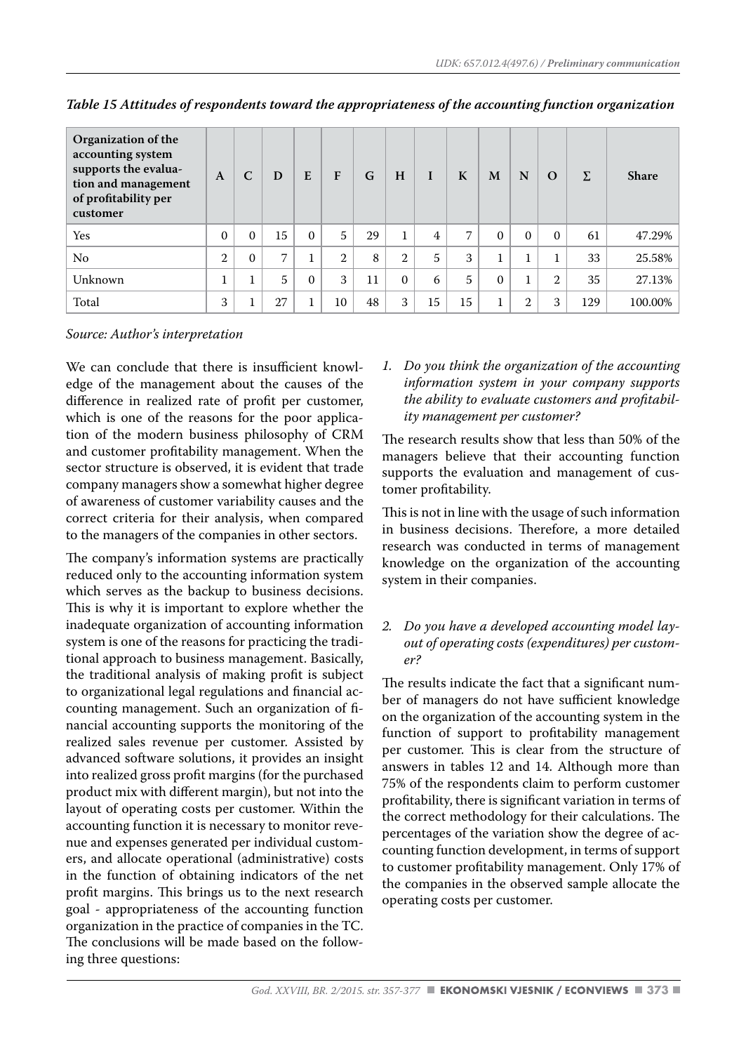*Table 15 Attitudes of respondents toward the appropriateness of the accounting function organization*

| Organization of the accounting system supports the evaluation and management of profitability per customer | A | C | D | E | F | G | H | I | K | M | N | O | Σ | Share |
|---|---|---|---|---|---|---|---|---|---|---|---|---|---|---|
| Yes | 0 | 0 | 15 | 0 | 5 | 29 | 1 | 4 | 7 | 0 | 0 | 0 | 61 | 47.29% |
| No | 2 | 0 | 7 | 1 | 2 | 8 | 2 | 5 | 3 | 1 | 1 | 1 | 33 | 25.58% |
| Unknown | 1 | 1 | 5 | 0 | 3 | 11 | 0 | 6 | 5 | 0 | 1 | 2 | 35 | 27.13% |
| Total | 3 | 1 | 27 | 1 | 10 | 48 | 3 | 15 | 15 | 1 | 2 | 3 | 129 | 100.00% |

*Source: Author's interpretation*

We can conclude that there is insufficient knowledge of the management about the causes of the difference in realized rate of profit per customer, which is one of the reasons for the poor application of the modern business philosophy of CRM and customer profitability management. When the sector structure is observed, it is evident that trade company managers show a somewhat higher degree of awareness of customer variability causes and the correct criteria for their analysis, when compared to the managers of the companies in other sectors.

The company's information systems are practically reduced only to the accounting information system which serves as the backup to business decisions. This is why it is important to explore whether the inadequate organization of accounting information system is one of the reasons for practicing the traditional approach to business management. Basically, the traditional analysis of making profit is subject to organizational legal regulations and financial accounting management. Such an organization of financial accounting supports the monitoring of the realized sales revenue per customer. Assisted by advanced software solutions, it provides an insight into realized gross profit margins (for the purchased product mix with different margin), but not into the layout of operating costs per customer. Within the accounting function it is necessary to monitor revenue and expenses generated per individual customers, and allocate operational (administrative) costs in the function of obtaining indicators of the net profit margins. This brings us to the next research goal - appropriateness of the accounting function organization in the practice of companies in the TC. The conclusions will be made based on the following three questions:

1. *Do you think the organization of the accounting information system in your company supports the ability to evaluate customers and profitability management per customer?*

The research results show that less than 50% of the managers believe that their accounting function supports the evaluation and management of customer profitability.

This is not in line with the usage of such information in business decisions. Therefore, a more detailed research was conducted in terms of management knowledge on the organization of the accounting system in their companies.

2. *Do you have a developed accounting model layout of operating costs (expenditures) per customer?*

The results indicate the fact that a significant number of managers do not have sufficient knowledge on the organization of the accounting system in the function of support to profitability management per customer. This is clear from the structure of answers in tables 12 and 14. Although more than 75% of the respondents claim to perform customer profitability, there is significant variation in terms of the correct methodology for their calculations. The percentages of the variation show the degree of accounting function development, in terms of support to customer profitability management. Only 17% of the companies in the observed sample allocate the operating costs per customer.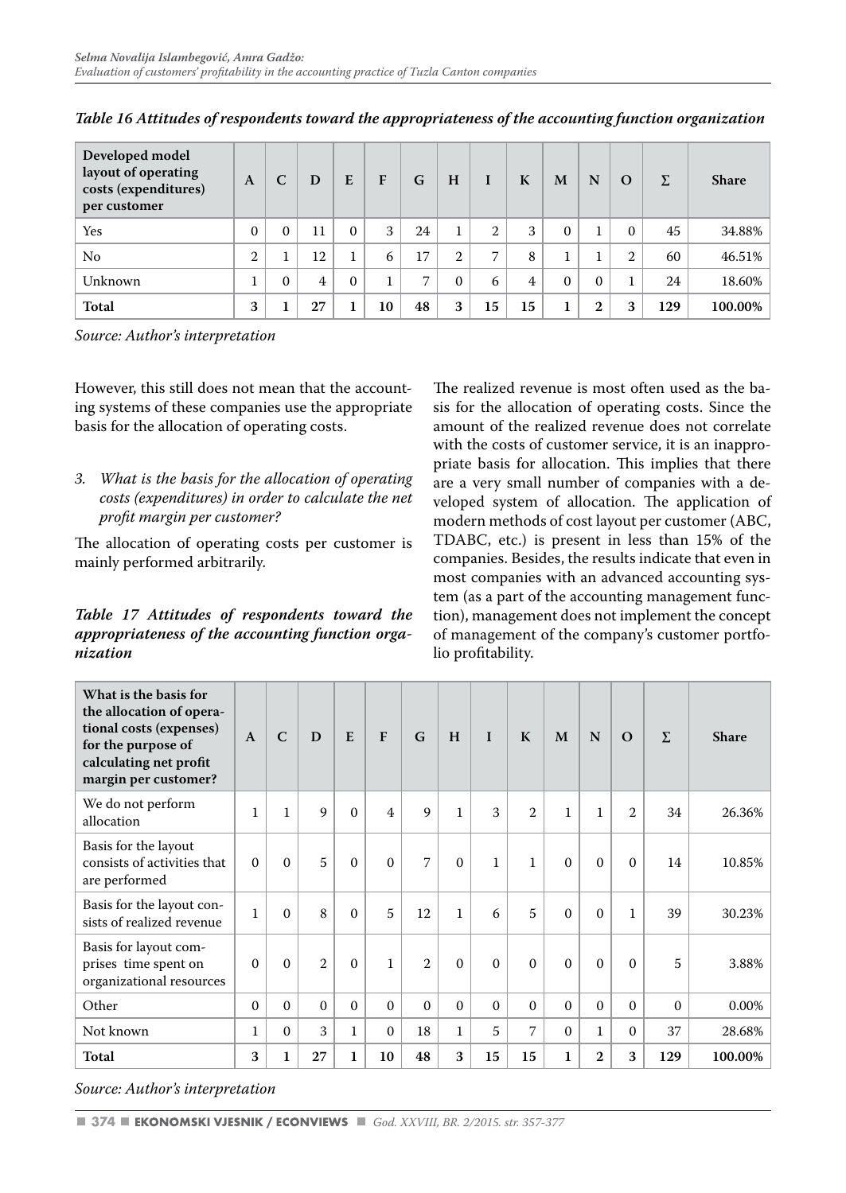*Table 16 Attitudes of respondents toward the appropriateness of the accounting function organization*

| Developed model layout of operating costs (expenditures) per customer | A | C | D | E | F | G | H | I | K | M | N | O | Σ | Share |
|---|---|---|---|---|---|---|---|---|---|---|---|---|---|---|
| Yes | 0 | 0 | 11 | 0 | 3 | 24 | 1 | 2 | 3 | 0 | 1 | 0 | 45 | 34.88% |
| No | 2 | 1 | 12 | 1 | 6 | 17 | 2 | 7 | 8 | 1 | 1 | 2 | 60 | 46.51% |
| Unknown | 1 | 0 | 4 | 0 | 1 | 7 | 0 | 6 | 4 | 0 | 0 | 1 | 24 | 18.60% |
| **Total** | **3** | **1** | **27** | **1** | **10** | **48** | **3** | **15** | **15** | **1** | **2** | **3** | **129** | **100.00%** |

*Source: Author's interpretation*

However, this still does not mean that the accounting systems of these companies use the appropriate basis for the allocation of operating costs.

3. *What is the basis for the allocation of operating costs (expenditures) in order to calculate the net profit margin per customer?*

The allocation of operating costs per customer is mainly performed arbitrarily.

*Table 17 Attitudes of respondents toward the appropriateness of the accounting function organization*

The realized revenue is most often used as the basis for the allocation of operating costs. Since the amount of the realized revenue does not correlate with the costs of customer service, it is an inappropriate basis for allocation. This implies that there are a very small number of companies with a developed system of allocation. The application of modern methods of cost layout per customer (ABC, TDABC, etc.) is present in less than 15% of the companies. Besides, the results indicate that even in most companies with an advanced accounting system (as a part of the accounting management function), management does not implement the concept of management of the company's customer portfolio profitability.

| What is the basis for the allocation of operational costs (expenses) for the purpose of calculating net profit margin per customer? | A | C | D | E | F | G | H | I | K | M | N | O | Σ | Share |
|---|---|---|---|---|---|---|---|---|---|---|---|---|---|---|
| We do not perform allocation | 1 | 1 | 9 | 0 | 4 | 9 | 1 | 3 | 2 | 1 | 1 | 2 | 34 | 26.36% |
| Basis for the layout consists of activities that are performed | 0 | 0 | 5 | 0 | 0 | 7 | 0 | 1 | 1 | 0 | 0 | 0 | 14 | 10.85% |
| Basis for the layout consists of realized revenue | 1 | 0 | 8 | 0 | 5 | 12 | 1 | 6 | 5 | 0 | 0 | 1 | 39 | 30.23% |
| Basis for layout comprises time spent on organizational resources | 0 | 0 | 2 | 0 | 1 | 2 | 0 | 0 | 0 | 0 | 0 | 0 | 5 | 3.88% |
| Other | 0 | 0 | 0 | 0 | 0 | 0 | 0 | 0 | 0 | 0 | 0 | 0 | 0 | 0.00% |
| Not known | 1 | 0 | 3 | 1 | 0 | 18 | 1 | 5 | 7 | 0 | 1 | 0 | 37 | 28.68% |
| **Total** | **3** | **1** | **27** | **1** | **10** | **48** | **3** | **15** | **15** | **1** | **2** | **3** | **129** | **100.00%** |

*Source: Author's interpretation*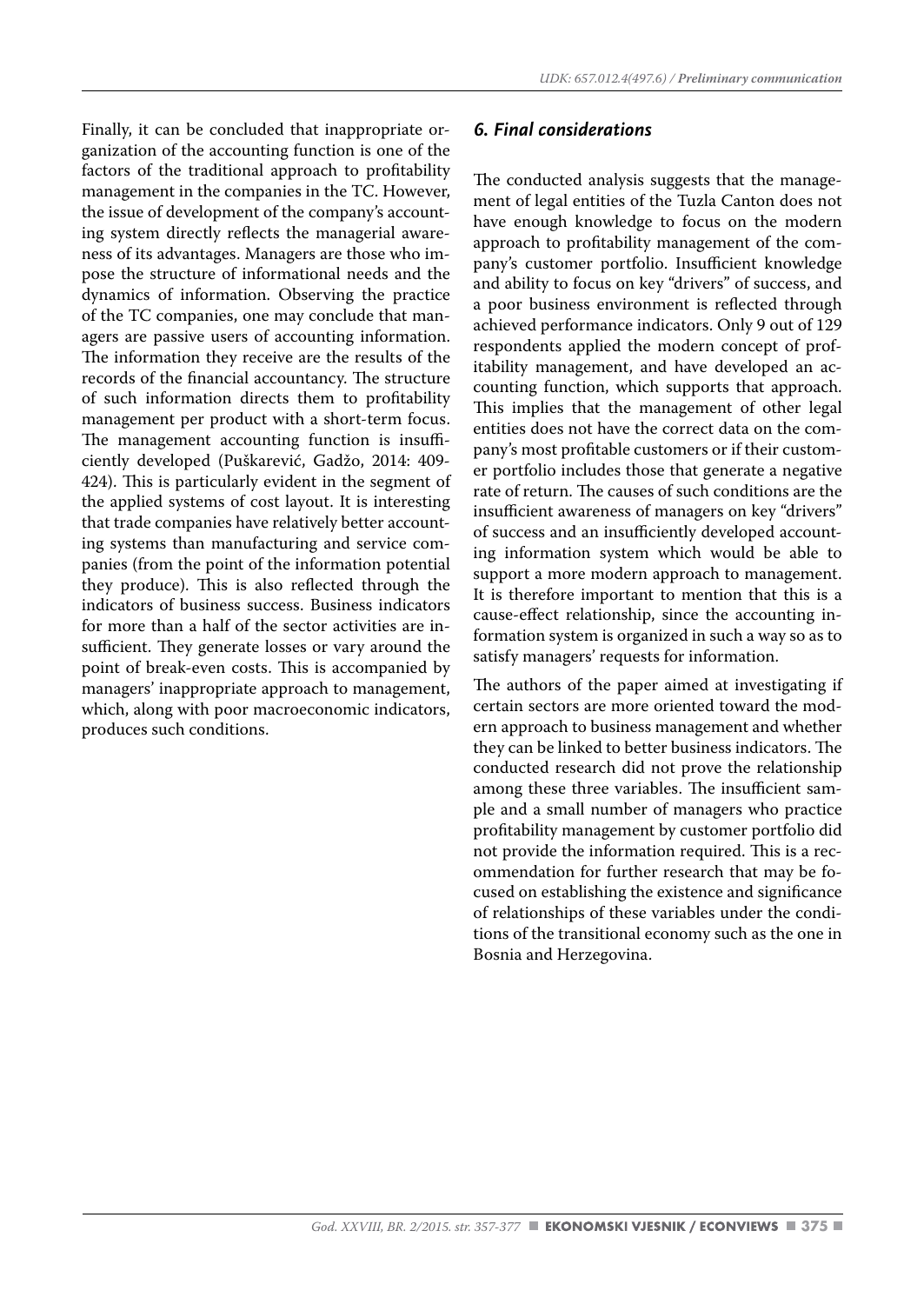Finally, it can be concluded that inappropriate organization of the accounting function is one of the factors of the traditional approach to profitability management in the companies in the TC. However, the issue of development of the company's accounting system directly reflects the managerial awareness of its advantages. Managers are those who impose the structure of informational needs and the dynamics of information. Observing the practice of the TC companies, one may conclude that managers are passive users of accounting information. The information they receive are the results of the records of the financial accountancy. The structure of such information directs them to profitability management per product with a short-term focus. The management accounting function is insufficiently developed (Puškarević, Gadžo, 2014: 409-424). This is particularly evident in the segment of the applied systems of cost layout. It is interesting that trade companies have relatively better accounting systems than manufacturing and service companies (from the point of the information potential they produce). This is also reflected through the indicators of business success. Business indicators for more than a half of the sector activities are insufficient. They generate losses or vary around the point of break-even costs. This is accompanied by managers' inappropriate approach to management, which, along with poor macroeconomic indicators, produces such conditions.

## *6. Final considerations*

The conducted analysis suggests that the management of legal entities of the Tuzla Canton does not have enough knowledge to focus on the modern approach to profitability management of the company's customer portfolio. Insufficient knowledge and ability to focus on key "drivers" of success, and a poor business environment is reflected through achieved performance indicators. Only 9 out of 129 respondents applied the modern concept of profitability management, and have developed an accounting function, which supports that approach. This implies that the management of other legal entities does not have the correct data on the company's most profitable customers or if their customer portfolio includes those that generate a negative rate of return. The causes of such conditions are the insufficient awareness of managers on key "drivers" of success and an insufficiently developed accounting information system which would be able to support a more modern approach to management. It is therefore important to mention that this is a cause-effect relationship, since the accounting information system is organized in such a way so as to satisfy managers' requests for information.

The authors of the paper aimed at investigating if certain sectors are more oriented toward the modern approach to business management and whether they can be linked to better business indicators. The conducted research did not prove the relationship among these three variables. The insufficient sample and a small number of managers who practice profitability management by customer portfolio did not provide the information required. This is a recommendation for further research that may be focused on establishing the existence and significance of relationships of these variables under the conditions of the transitional economy such as the one in Bosnia and Herzegovina.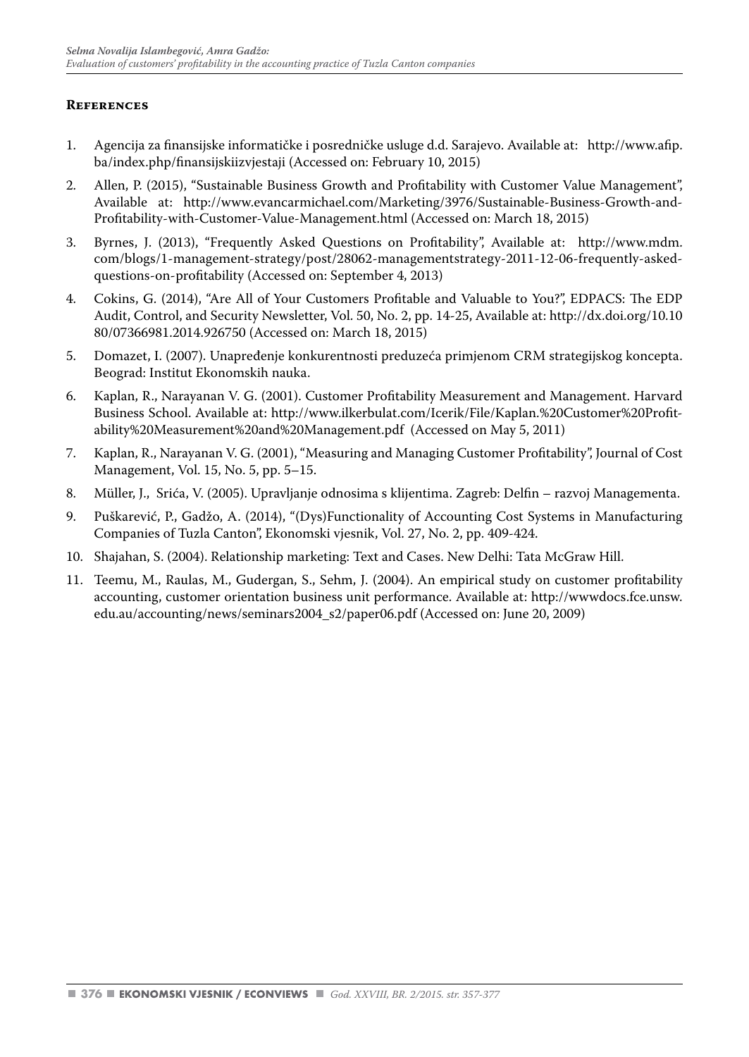## References

1. Agencija za finansijske informatičke i posredničke usluge d.d. Sarajevo. Available at: http://www.afip.ba/index.php/finansijskiizvjestaji (Accessed on: February 10, 2015)
2. Allen, P. (2015), "Sustainable Business Growth and Profitability with Customer Value Management", Available at: http://www.evancarmichael.com/Marketing/3976/Sustainable-Business-Growth-and-Profitability-with-Customer-Value-Management.html (Accessed on: March 18, 2015)
3. Byrnes, J. (2013), "Frequently Asked Questions on Profitability", Available at: http://www.mdm.com/blogs/1-management-strategy/post/28062-managementstrategy-2011-12-06-frequently-asked-questions-on-profitability (Accessed on: September 4, 2013)
4. Cokins, G. (2014), "Are All of Your Customers Profitable and Valuable to You?", EDPACS: The EDP Audit, Control, and Security Newsletter, Vol. 50, No. 2, pp. 14-25, Available at: http://dx.doi.org/10.1080/07366981.2014.926750 (Accessed on: March 18, 2015)
5. Domazet, I. (2007). Unapređenje konkurentnosti preduzeća primjenom CRM strategijskog koncepta. Beograd: Institut Ekonomskih nauka.
6. Kaplan, R., Narayanan V. G. (2001). Customer Profitability Measurement and Management. Harvard Business School. Available at: http://www.ilkerbulat.com/Icerik/File/Kaplan.%20Customer%20Profitability%20Measurement%20and%20Management.pdf (Accessed on May 5, 2011)
7. Kaplan, R., Narayanan V. G. (2001), "Measuring and Managing Customer Profitability", Journal of Cost Management, Vol. 15, No. 5, pp. 5–15.
8. Müller, J., Srića, V. (2005). Upravljanje odnosima s klijentima. Zagreb: Delfin – razvoj Managementa.
9. Puškarević, P., Gadžo, A. (2014), "(Dys)Functionality of Accounting Cost Systems in Manufacturing Companies of Tuzla Canton", Ekonomski vjesnik, Vol. 27, No. 2, pp. 409-424.
10. Shajahan, S. (2004). Relationship marketing: Text and Cases. New Delhi: Tata McGraw Hill.
11. Teemu, M., Raulas, M., Gudergan, S., Sehm, J. (2004). An empirical study on customer profitability accounting, customer orientation business unit performance. Available at: http://wwwdocs.fce.unsw.edu.au/accounting/news/seminars2004_s2/paper06.pdf (Accessed on: June 20, 2009)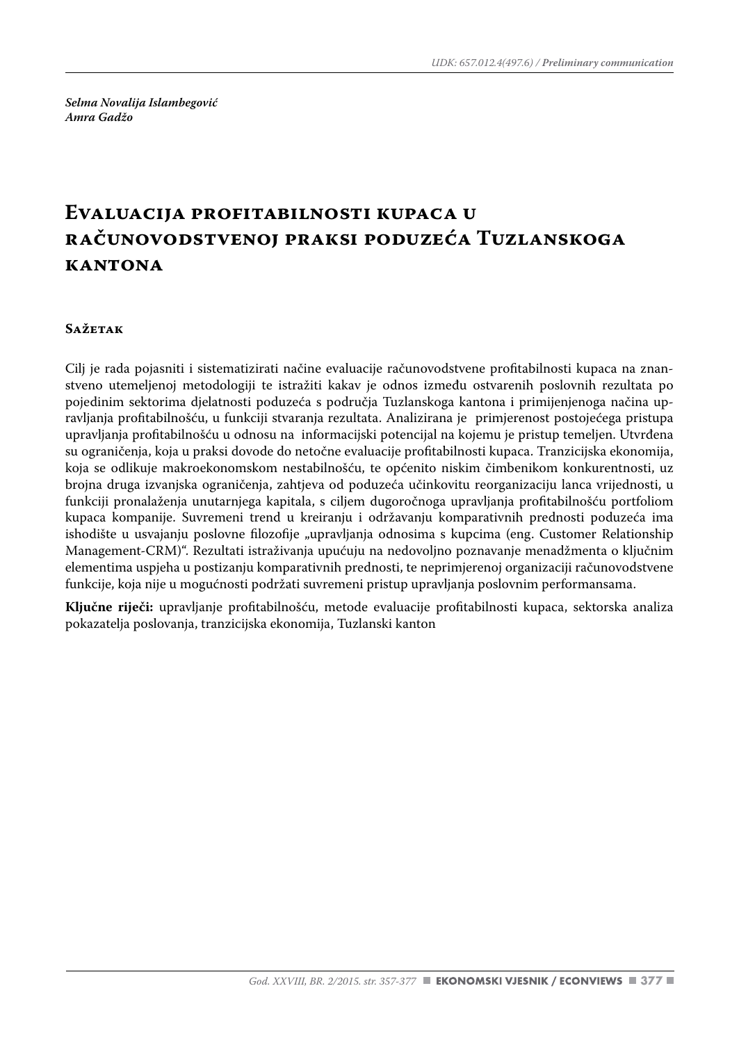*Selma Novalija Islambegović*
*Amra Gadžo*

# Evaluacija profitabilnosti kupaca u računovodstvenoj praksi poduzeća Tuzlanskoga kantona

## Sažetak

Cilj je rada pojasniti i sistematizirati načine evaluacije računovodstvene profitabilnosti kupaca na znanstveno utemeljenoj metodologiji te istražiti kakav je odnos između ostvarenih poslovnih rezultata po pojedinim sektorima djelatnosti poduzeća s područja Tuzlanskoga kantona i primijenjenoga načina upravljanja profitabilnošću, u funkciji stvaranja rezultata. Analizirana je primjerenost postojećega pristupa upravljanja profitabilnošću u odnosu na informacijski potencijal na kojemu je pristup temeljen. Utvrđena su ograničenja, koja u praksi dovode do netočne evaluacije profitabilnosti kupaca. Tranzicijska ekonomija, koja se odlikuje makroekonomskom nestabilnošću, te općenito niskim čimbenikom konkurentnosti, uz brojna druga izvanjska ograničenja, zahtjeva od poduzeća učinkovitu reorganizaciju lanca vrijednosti, u funkciji pronalaženja unutarnjega kapitala, s ciljem dugoročnoga upravljanja profitabilnošću portfoliom kupaca kompanije. Suvremeni trend u kreiranju i održavanju komparativnih prednosti poduzeća ima ishodište u usvajanju poslovne filozofije „upravljanja odnosima s kupcima (eng. Customer Relationship Management-CRM)". Rezultati istraživanja upućuju na nedovoljno poznavanje menadžmenta o ključnim elementima uspjeha u postizanju komparativnih prednosti, te neprimjerenoj organizaciji računovodstvene funkcije, koja nije u mogućnosti podržati suvremeni pristup upravljanja poslovnim performansama.

**Ključne riječi:** upravljanje profitabilnošću, metode evaluacije profitabilnosti kupaca, sektorska analiza pokazatelja poslovanja, tranzicijska ekonomija, Tuzlanski kanton